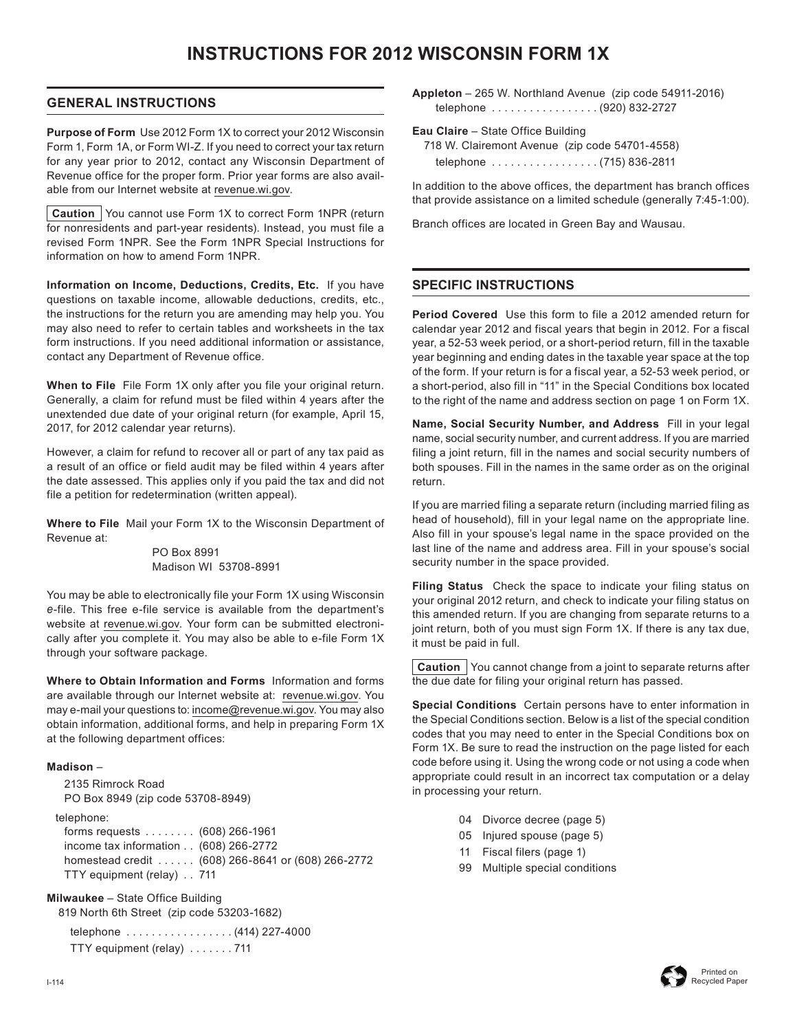# INSTRUCTIONS FOR 2012 WISCONSIN FORM 1X

## GENERAL INSTRUCTIONS

**Purpose of Form** Use 2012 Form 1X to correct your 2012 Wisconsin Form 1, Form 1A, or Form WI-Z. If you need to correct your tax return for any year prior to 2012, contact any Wisconsin Department of Revenue office for the proper form. Prior year forms are also available from our Internet website at revenue.wi.gov.

**Caution** You cannot use Form 1X to correct Form 1NPR (return for nonresidents and part-year residents). Instead, you must file a revised Form 1NPR. See the Form 1NPR Special Instructions for information on how to amend Form 1NPR.

**Information on Income, Deductions, Credits, Etc.** If you have questions on taxable income, allowable deductions, credits, etc., the instructions for the return you are amending may help you. You may also need to refer to certain tables and worksheets in the tax form instructions. If you need additional information or assistance, contact any Department of Revenue office.

**When to File** File Form 1X only after you file your original return. Generally, a claim for refund must be filed within 4 years after the unextended due date of your original return (for example, April 15, 2017, for 2012 calendar year returns).

However, a claim for refund to recover all or part of any tax paid as a result of an office or field audit may be filed within 4 years after the date assessed. This applies only if you paid the tax and did not file a petition for redetermination (written appeal).

**Where to File** Mail your Form 1X to the Wisconsin Department of Revenue at:

PO Box 8991
Madison WI 53708-8991

You may be able to electronically file your Form 1X using Wisconsin *e*-file. This free e-file service is available from the department's website at revenue.wi.gov. Your form can be submitted electronically after you complete it. You may also be able to e-file Form 1X through your software package.

**Where to Obtain Information and Forms** Information and forms are available through our Internet website at: revenue.wi.gov. You may e-mail your questions to: income@revenue.wi.gov. You may also obtain information, additional forms, and help in preparing Form 1X at the following department offices:

**Madison** –

2135 Rimrock Road
PO Box 8949 (zip code 53708-8949)

telephone:
forms requests . . . . . . . . (608) 266-1961
income tax information . . (608) 266-2772
homestead credit . . . . . . (608) 266-8641 or (608) 266-2772
TTY equipment (relay) . . 711

**Milwaukee** – State Office Building
819 North 6th Street (zip code 53203-1682)

telephone . . . . . . . . . . . . . . . . . (414) 227-4000
TTY equipment (relay) . . . . . . . 711

**Appleton** – 265 W. Northland Avenue (zip code 54911-2016)
telephone . . . . . . . . . . . . . . . . . (920) 832-2727

**Eau Claire** – State Office Building
718 W. Clairemont Avenue (zip code 54701-4558)
telephone . . . . . . . . . . . . . . . . . (715) 836-2811

In addition to the above offices, the department has branch offices that provide assistance on a limited schedule (generally 7:45-1:00).

Branch offices are located in Green Bay and Wausau.

## SPECIFIC INSTRUCTIONS

**Period Covered** Use this form to file a 2012 amended return for calendar year 2012 and fiscal years that begin in 2012. For a fiscal year, a 52-53 week period, or a short-period return, fill in the taxable year beginning and ending dates in the taxable year space at the top of the form. If your return is for a fiscal year, a 52-53 week period, or a short-period, also fill in "11" in the Special Conditions box located to the right of the name and address section on page 1 on Form 1X.

**Name, Social Security Number, and Address** Fill in your legal name, social security number, and current address. If you are married filing a joint return, fill in the names and social security numbers of both spouses. Fill in the names in the same order as on the original return.

If you are married filing a separate return (including married filing as head of household), fill in your legal name on the appropriate line. Also fill in your spouse's legal name in the space provided on the last line of the name and address area. Fill in your spouse's social security number in the space provided.

**Filing Status** Check the space to indicate your filing status on your original 2012 return, and check to indicate your filing status on this amended return. If you are changing from separate returns to a joint return, both of you must sign Form 1X. If there is any tax due, it must be paid in full.

**Caution** You cannot change from a joint to separate returns after the due date for filing your original return has passed.

**Special Conditions** Certain persons have to enter information in the Special Conditions section. Below is a list of the special condition codes that you may need to enter in the Special Conditions box on Form 1X. Be sure to read the instruction on the page listed for each code before using it. Using the wrong code or not using a code when appropriate could result in an incorrect tax computation or a delay in processing your return.

- 04 Divorce decree (page 5)
- 05 Injured spouse (page 5)
- 11 Fiscal filers (page 1)
- 99 Multiple special conditions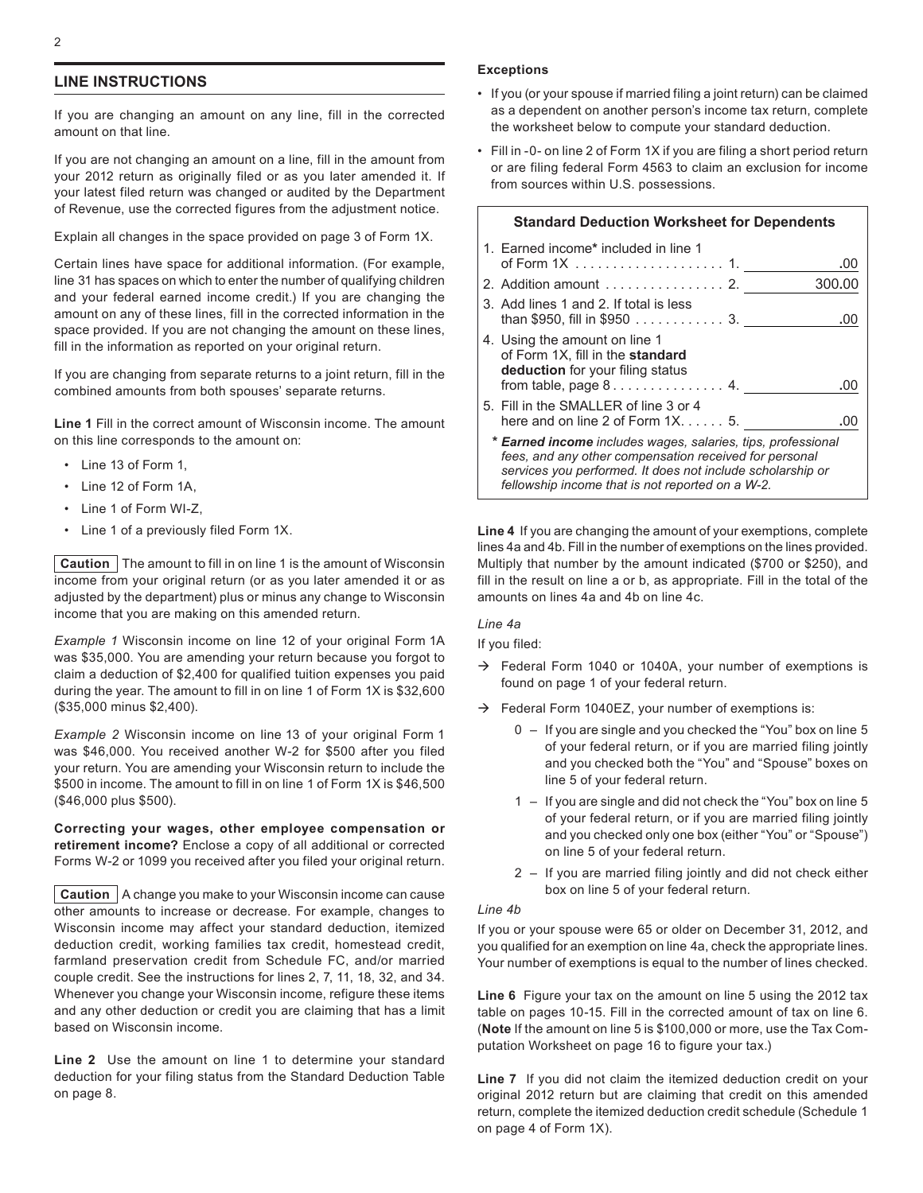## LINE INSTRUCTIONS

If you are changing an amount on any line, fill in the corrected amount on that line.

If you are not changing an amount on a line, fill in the amount from your 2012 return as originally filed or as you later amended it. If your latest filed return was changed or audited by the Department of Revenue, use the corrected figures from the adjustment notice.

Explain all changes in the space provided on page 3 of Form 1X.

Certain lines have space for additional information. (For example, line 31 has spaces on which to enter the number of qualifying children and your federal earned income credit.) If you are changing the amount on any of these lines, fill in the corrected information in the space provided. If you are not changing the amount on these lines, fill in the information as reported on your original return.

If you are changing from separate returns to a joint return, fill in the combined amounts from both spouses' separate returns.

**Line 1** Fill in the correct amount of Wisconsin income. The amount on this line corresponds to the amount on:

- Line 13 of Form 1,
- Line 12 of Form 1A,
- Line 1 of Form WI-Z,
- Line 1 of a previously filed Form 1X.

**Caution** The amount to fill in on line 1 is the amount of Wisconsin income from your original return (or as you later amended it or as adjusted by the department) plus or minus any change to Wisconsin income that you are making on this amended return.

*Example 1* Wisconsin income on line 12 of your original Form 1A was $35,000. You are amending your return because you forgot to claim a deduction of $2,400 for qualified tuition expenses you paid during the year. The amount to fill in on line 1 of Form 1X is $32,600 ($35,000 minus $2,400).

*Example 2* Wisconsin income on line 13 of your original Form 1 was $46,000. You received another W-2 for $500 after you filed your return. You are amending your Wisconsin return to include the $500 in income. The amount to fill in on line 1 of Form 1X is $46,500 ($46,000 plus $500).

**Correcting your wages, other employee compensation or retirement income?** Enclose a copy of all additional or corrected Forms W-2 or 1099 you received after you filed your original return.

**Caution** A change you make to your Wisconsin income can cause other amounts to increase or decrease. For example, changes to Wisconsin income may affect your standard deduction, itemized deduction credit, working families tax credit, homestead credit, farmland preservation credit from Schedule FC, and/or married couple credit. See the instructions for lines 2, 7, 11, 18, 32, and 34. Whenever you change your Wisconsin income, refigure these items and any other deduction or credit you are claiming that has a limit based on Wisconsin income.

**Line 2** Use the amount on line 1 to determine your standard deduction for your filing status from the Standard Deduction Table on page 8.

**Exceptions**

- If you (or your spouse if married filing a joint return) can be claimed as a dependent on another person's income tax return, complete the worksheet below to compute your standard deduction.
- Fill in -0- on line 2 of Form 1X if you are filing a short period return or are filing federal Form 4563 to claim an exclusion for income from sources within U.S. possessions.

**Standard Deduction Worksheet for Dependents**

| | | |
|---|---|---|
| 1. Earned income* included in line 1 of Form 1X | 1. | .00 |
| 2. Addition amount | 2. | 300.00 |
| 3. Add lines 1 and 2. If total is less than $950, fill in $950 | 3. | .00 |
| 4. Using the amount on line 1 of Form 1X, fill in the **standard deduction** for your filing status from table, page 8 | 4. | .00 |
| 5. Fill in the SMALLER of line 3 or 4 here and on line 2 of Form 1X. | 5. | .00 |

*\* **Earned income** includes wages, salaries, tips, professional fees, and any other compensation received for personal services you performed. It does not include scholarship or fellowship income that is not reported on a W-2.*

**Line 4** If you are changing the amount of your exemptions, complete lines 4a and 4b. Fill in the number of exemptions on the lines provided. Multiply that number by the amount indicated ($700 or $250), and fill in the result on line a or b, as appropriate. Fill in the total of the amounts on lines 4a and 4b on line 4c.

*Line 4a*

If you filed:

→ Federal Form 1040 or 1040A, your number of exemptions is found on page 1 of your federal return.

→ Federal Form 1040EZ, your number of exemptions is:

- 0 – If you are single and you checked the "You" box on line 5 of your federal return, or if you are married filing jointly and you checked both the "You" and "Spouse" boxes on line 5 of your federal return.
- 1 – If you are single and did not check the "You" box on line 5 of your federal return, or if you are married filing jointly and you checked only one box (either "You" or "Spouse") on line 5 of your federal return.
- 2 – If you are married filing jointly and did not check either box on line 5 of your federal return.

*Line 4b*

If you or your spouse were 65 or older on December 31, 2012, and you qualified for an exemption on line 4a, check the appropriate lines. Your number of exemptions is equal to the number of lines checked.

**Line 6** Figure your tax on the amount on line 5 using the 2012 tax table on pages 10-15. Fill in the corrected amount of tax on line 6. (**Note** If the amount on line 5 is $100,000 or more, use the Tax Computation Worksheet on page 16 to figure your tax.)

**Line 7** If you did not claim the itemized deduction credit on your original 2012 return but are claiming that credit on this amended return, complete the itemized deduction credit schedule (Schedule 1 on page 4 of Form 1X).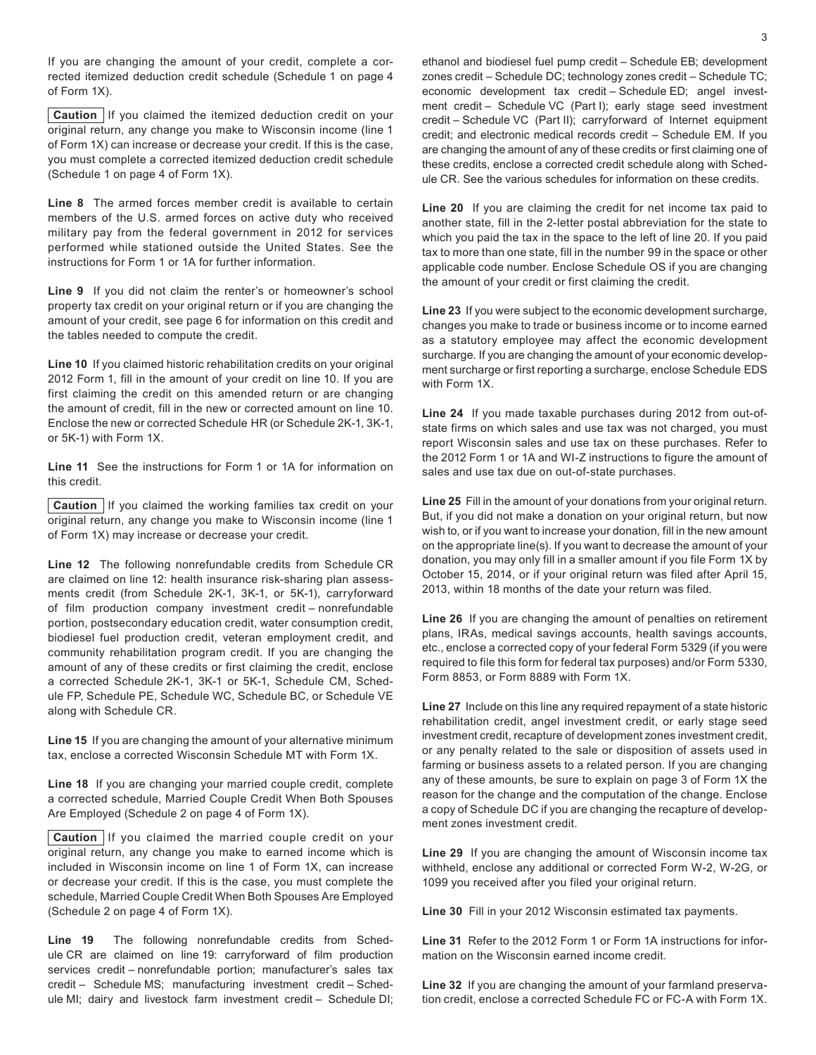If you are changing the amount of your credit, complete a corrected itemized deduction credit schedule (Schedule 1 on page 4 of Form 1X).

**Caution** If you claimed the itemized deduction credit on your original return, any change you make to Wisconsin income (line 1 of Form 1X) can increase or decrease your credit. If this is the case, you must complete a corrected itemized deduction credit schedule (Schedule 1 on page 4 of Form 1X).

**Line 8** The armed forces member credit is available to certain members of the U.S. armed forces on active duty who received military pay from the federal government in 2012 for services performed while stationed outside the United States. See the instructions for Form 1 or 1A for further information.

**Line 9** If you did not claim the renter's or homeowner's school property tax credit on your original return or if you are changing the amount of your credit, see page 6 for information on this credit and the tables needed to compute the credit.

**Line 10** If you claimed historic rehabilitation credits on your original 2012 Form 1, fill in the amount of your credit on line 10. If you are first claiming the credit on this amended return or are changing the amount of credit, fill in the new or corrected amount on line 10. Enclose the new or corrected Schedule HR (or Schedule 2K-1, 3K-1, or 5K-1) with Form 1X.

**Line 11** See the instructions for Form 1 or 1A for information on this credit.

**Caution** If you claimed the working families tax credit on your original return, any change you make to Wisconsin income (line 1 of Form 1X) may increase or decrease your credit.

**Line 12** The following nonrefundable credits from Schedule CR are claimed on line 12: health insurance risk-sharing plan assessments credit (from Schedule 2K-1, 3K-1, or 5K-1), carryforward of film production company investment credit – nonrefundable portion, postsecondary education credit, water consumption credit, biodiesel fuel production credit, veteran employment credit, and community rehabilitation program credit. If you are changing the amount of any of these credits or first claiming the credit, enclose a corrected Schedule 2K-1, 3K-1 or 5K-1, Schedule CM, Schedule FP, Schedule PE, Schedule WC, Schedule BC, or Schedule VE along with Schedule CR.

**Line 15** If you are changing the amount of your alternative minimum tax, enclose a corrected Wisconsin Schedule MT with Form 1X.

**Line 18** If you are changing your married couple credit, complete a corrected schedule, Married Couple Credit When Both Spouses Are Employed (Schedule 2 on page 4 of Form 1X).

**Caution** If you claimed the married couple credit on your original return, any change you make to earned income which is included in Wisconsin income on line 1 of Form 1X, can increase or decrease your credit. If this is the case, you must complete the schedule, Married Couple Credit When Both Spouses Are Employed (Schedule 2 on page 4 of Form 1X).

**Line 19** The following nonrefundable credits from Schedule CR are claimed on line 19: carryforward of film production services credit – nonrefundable portion; manufacturer's sales tax credit – Schedule MS; manufacturing investment credit – Schedule MI; dairy and livestock farm investment credit – Schedule DI; ethanol and biodiesel fuel pump credit – Schedule EB; development zones credit – Schedule DC; technology zones credit – Schedule TC; economic development tax credit – Schedule ED; angel investment credit – Schedule VC (Part I); early stage seed investment credit – Schedule VC (Part II); carryforward of Internet equipment credit; and electronic medical records credit – Schedule EM. If you are changing the amount of any of these credits or first claiming one of these credits, enclose a corrected credit schedule along with Schedule CR. See the various schedules for information on these credits.

**Line 20** If you are claiming the credit for net income tax paid to another state, fill in the 2-letter postal abbreviation for the state to which you paid the tax in the space to the left of line 20. If you paid tax to more than one state, fill in the number 99 in the space or other applicable code number. Enclose Schedule OS if you are changing the amount of your credit or first claiming the credit.

**Line 23** If you were subject to the economic development surcharge, changes you make to trade or business income or to income earned as a statutory employee may affect the economic development surcharge. If you are changing the amount of your economic development surcharge or first reporting a surcharge, enclose Schedule EDS with Form 1X.

**Line 24** If you made taxable purchases during 2012 from out-of-state firms on which sales and use tax was not charged, you must report Wisconsin sales and use tax on these purchases. Refer to the 2012 Form 1 or 1A and WI-Z instructions to figure the amount of sales and use tax due on out-of-state purchases.

**Line 25** Fill in the amount of your donations from your original return. But, if you did not make a donation on your original return, but now wish to, or if you want to increase your donation, fill in the new amount on the appropriate line(s). If you want to decrease the amount of your donation, you may only fill in a smaller amount if you file Form 1X by October 15, 2014, or if your original return was filed after April 15, 2013, within 18 months of the date your return was filed.

**Line 26** If you are changing the amount of penalties on retirement plans, IRAs, medical savings accounts, health savings accounts, etc., enclose a corrected copy of your federal Form 5329 (if you were required to file this form for federal tax purposes) and/or Form 5330, Form 8853, or Form 8889 with Form 1X.

**Line 27** Include on this line any required repayment of a state historic rehabilitation credit, angel investment credit, or early stage seed investment credit, recapture of development zones investment credit, or any penalty related to the sale or disposition of assets used in farming or business assets to a related person. If you are changing any of these amounts, be sure to explain on page 3 of Form 1X the reason for the change and the computation of the change. Enclose a copy of Schedule DC if you are changing the recapture of development zones investment credit.

**Line 29** If you are changing the amount of Wisconsin income tax withheld, enclose any additional or corrected Form W-2, W-2G, or 1099 you received after you filed your original return.

**Line 30** Fill in your 2012 Wisconsin estimated tax payments.

**Line 31** Refer to the 2012 Form 1 or Form 1A instructions for information on the Wisconsin earned income credit.

**Line 32** If you are changing the amount of your farmland preservation credit, enclose a corrected Schedule FC or FC-A with Form 1X.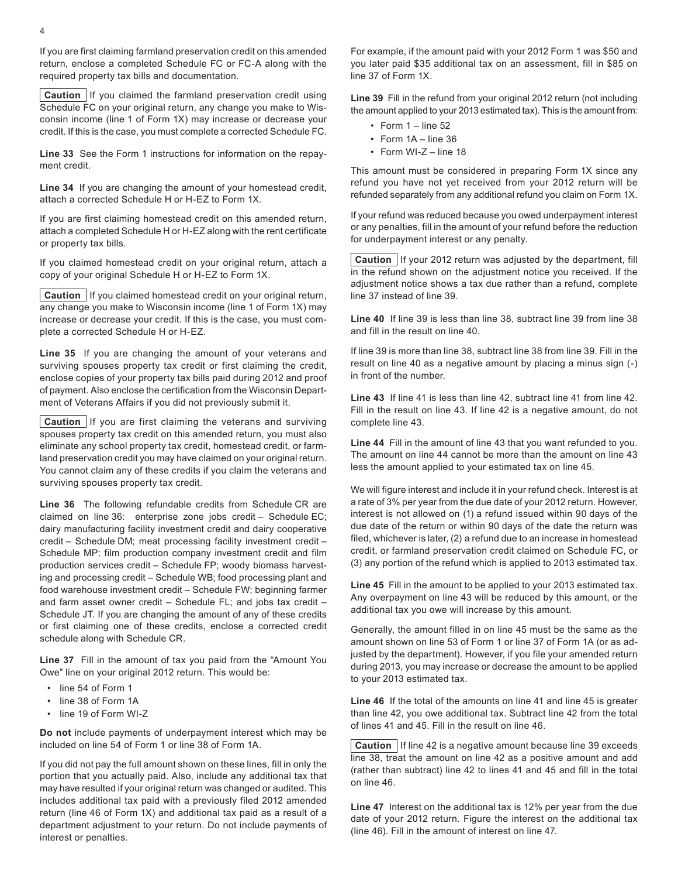If you are first claiming farmland preservation credit on this amended return, enclose a completed Schedule FC or FC-A along with the required property tax bills and documentation.

**Caution** If you claimed the farmland preservation credit using Schedule FC on your original return, any change you make to Wisconsin income (line 1 of Form 1X) may increase or decrease your credit. If this is the case, you must complete a corrected Schedule FC.

**Line 33** See the Form 1 instructions for information on the repayment credit.

**Line 34** If you are changing the amount of your homestead credit, attach a corrected Schedule H or H-EZ to Form 1X.

If you are first claiming homestead credit on this amended return, attach a completed Schedule H or H-EZ along with the rent certificate or property tax bills.

If you claimed homestead credit on your original return, attach a copy of your original Schedule H or H-EZ to Form 1X.

**Caution** If you claimed homestead credit on your original return, any change you make to Wisconsin income (line 1 of Form 1X) may increase or decrease your credit. If this is the case, you must complete a corrected Schedule H or H-EZ.

**Line 35** If you are changing the amount of your veterans and surviving spouses property tax credit or first claiming the credit, enclose copies of your property tax bills paid during 2012 and proof of payment. Also enclose the certification from the Wisconsin Department of Veterans Affairs if you did not previously submit it.

**Caution** If you are first claiming the veterans and surviving spouses property tax credit on this amended return, you must also eliminate any school property tax credit, homestead credit, or farmland preservation credit you may have claimed on your original return. You cannot claim any of these credits if you claim the veterans and surviving spouses property tax credit.

**Line 36** The following refundable credits from Schedule CR are claimed on line 36: enterprise zone jobs credit – Schedule EC; dairy manufacturing facility investment credit and dairy cooperative credit – Schedule DM; meat processing facility investment credit – Schedule MP; film production company investment credit and film production services credit – Schedule FP; woody biomass harvesting and processing credit – Schedule WB; food processing plant and food warehouse investment credit – Schedule FW; beginning farmer and farm asset owner credit – Schedule FL; and jobs tax credit – Schedule JT. If you are changing the amount of any of these credits or first claiming one of these credits, enclose a corrected credit schedule along with Schedule CR.

**Line 37** Fill in the amount of tax you paid from the "Amount You Owe" line on your original 2012 return. This would be:

- line 54 of Form 1
- line 38 of Form 1A
- line 19 of Form WI-Z

**Do not** include payments of underpayment interest which may be included on line 54 of Form 1 or line 38 of Form 1A.

If you did not pay the full amount shown on these lines, fill in only the portion that you actually paid. Also, include any additional tax that may have resulted if your original return was changed or audited. This includes additional tax paid with a previously filed 2012 amended return (line 46 of Form 1X) and additional tax paid as a result of a department adjustment to your return. Do not include payments of interest or penalties.

For example, if the amount paid with your 2012 Form 1 was $50 and you later paid $35 additional tax on an assessment, fill in $85 on line 37 of Form 1X.

**Line 39** Fill in the refund from your original 2012 return (not including the amount applied to your 2013 estimated tax). This is the amount from:

- Form 1 – line 52
- Form 1A – line 36
- Form WI-Z – line 18

This amount must be considered in preparing Form 1X since any refund you have not yet received from your 2012 return will be refunded separately from any additional refund you claim on Form 1X.

If your refund was reduced because you owed underpayment interest or any penalties, fill in the amount of your refund before the reduction for underpayment interest or any penalty.

**Caution** If your 2012 return was adjusted by the department, fill in the refund shown on the adjustment notice you received. If the adjustment notice shows a tax due rather than a refund, complete line 37 instead of line 39.

**Line 40** If line 39 is less than line 38, subtract line 39 from line 38 and fill in the result on line 40.

If line 39 is more than line 38, subtract line 38 from line 39. Fill in the result on line 40 as a negative amount by placing a minus sign (-) in front of the number.

**Line 43** If line 41 is less than line 42, subtract line 41 from line 42. Fill in the result on line 43. If line 42 is a negative amount, do not complete line 43.

**Line 44** Fill in the amount of line 43 that you want refunded to you. The amount on line 44 cannot be more than the amount on line 43 less the amount applied to your estimated tax on line 45.

We will figure interest and include it in your refund check. Interest is at a rate of 3% per year from the due date of your 2012 return. However, interest is not allowed on (1) a refund issued within 90 days of the due date of the return or within 90 days of the date the return was filed, whichever is later, (2) a refund due to an increase in homestead credit, or farmland preservation credit claimed on Schedule FC, or (3) any portion of the refund which is applied to 2013 estimated tax.

**Line 45** Fill in the amount to be applied to your 2013 estimated tax. Any overpayment on line 43 will be reduced by this amount, or the additional tax you owe will increase by this amount.

Generally, the amount filled in on line 45 must be the same as the amount shown on line 53 of Form 1 or line 37 of Form 1A (or as adjusted by the department). However, if you file your amended return during 2013, you may increase or decrease the amount to be applied to your 2013 estimated tax.

**Line 46** If the total of the amounts on line 41 and line 45 is greater than line 42, you owe additional tax. Subtract line 42 from the total of lines 41 and 45. Fill in the result on line 46.

**Caution** If line 42 is a negative amount because line 39 exceeds line 38, treat the amount on line 42 as a positive amount and add (rather than subtract) line 42 to lines 41 and 45 and fill in the total on line 46.

**Line 47** Interest on the additional tax is 12% per year from the due date of your 2012 return. Figure the interest on the additional tax (line 46). Fill in the amount of interest on line 47.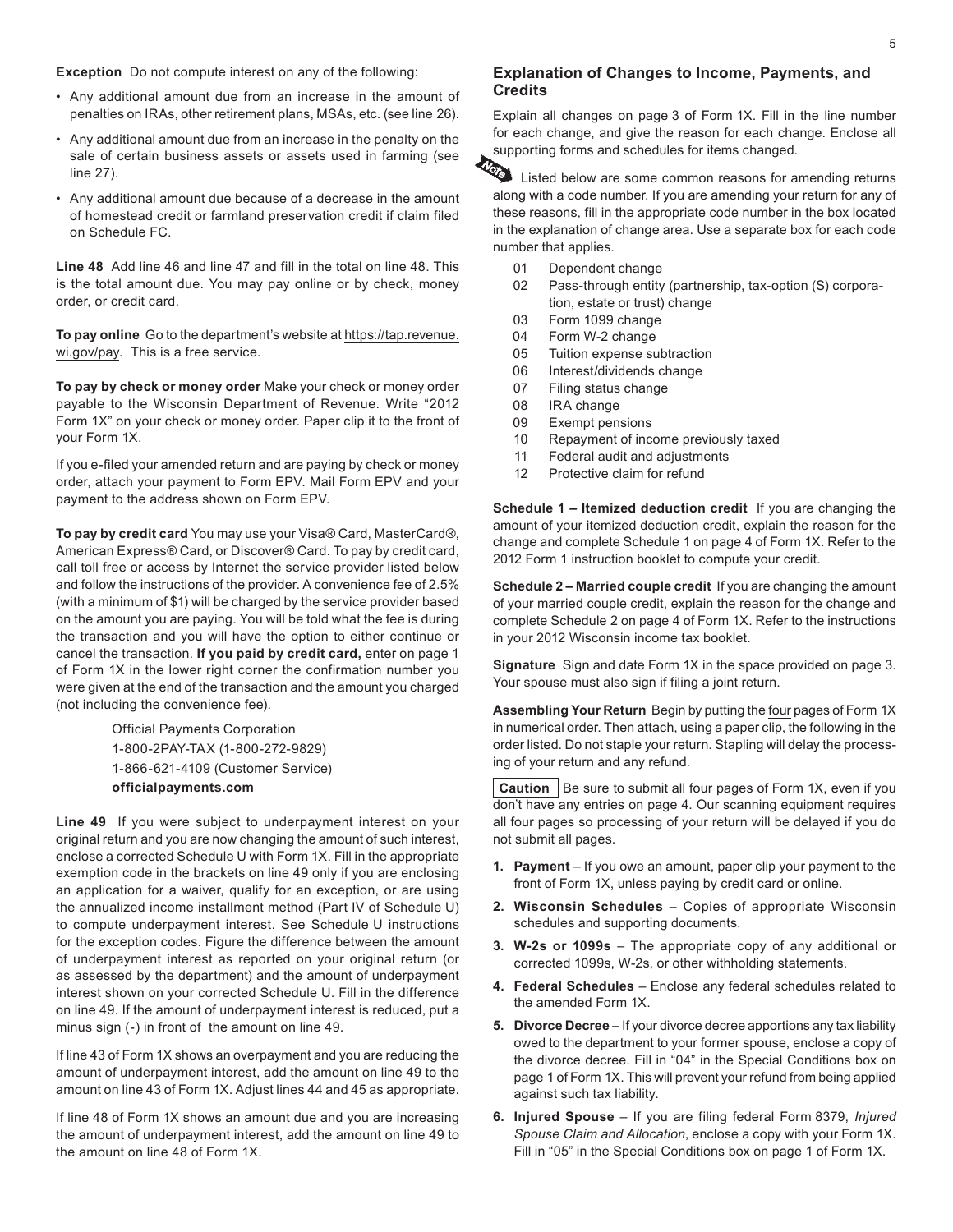**Exception** Do not compute interest on any of the following:

- Any additional amount due from an increase in the amount of penalties on IRAs, other retirement plans, MSAs, etc. (see line 26).
- Any additional amount due from an increase in the penalty on the sale of certain business assets or assets used in farming (see line 27).
- Any additional amount due because of a decrease in the amount of homestead credit or farmland preservation credit if claim filed on Schedule FC.

**Line 48** Add line 46 and line 47 and fill in the total on line 48. This is the total amount due. You may pay online or by check, money order, or credit card.

**To pay online** Go to the department's website at https://tap.revenue.wi.gov/pay. This is a free service.

**To pay by check or money order** Make your check or money order payable to the Wisconsin Department of Revenue. Write "2012 Form 1X" on your check or money order. Paper clip it to the front of your Form 1X.

If you e-filed your amended return and are paying by check or money order, attach your payment to Form EPV. Mail Form EPV and your payment to the address shown on Form EPV.

**To pay by credit card** You may use your Visa® Card, MasterCard®, American Express® Card, or Discover® Card. To pay by credit card, call toll free or access by Internet the service provider listed below and follow the instructions of the provider. A convenience fee of 2.5% (with a minimum of $1) will be charged by the service provider based on the amount you are paying. You will be told what the fee is during the transaction and you will have the option to either continue or cancel the transaction. **If you paid by credit card,** enter on page 1 of Form 1X in the lower right corner the confirmation number you were given at the end of the transaction and the amount you charged (not including the convenience fee).

Official Payments Corporation
1-800-2PAY-TAX (1-800-272-9829)
1-866-621-4109 (Customer Service)
**officialpayments.com**

**Line 49** If you were subject to underpayment interest on your original return and you are now changing the amount of such interest, enclose a corrected Schedule U with Form 1X. Fill in the appropriate exemption code in the brackets on line 49 only if you are enclosing an application for a waiver, qualify for an exception, or are using the annualized income installment method (Part IV of Schedule U) to compute underpayment interest. See Schedule U instructions for the exception codes. Figure the difference between the amount of underpayment interest as reported on your original return (or as assessed by the department) and the amount of underpayment interest shown on your corrected Schedule U. Fill in the difference on line 49. If the amount of underpayment interest is reduced, put a minus sign (-) in front of the amount on line 49.

If line 43 of Form 1X shows an overpayment and you are reducing the amount of underpayment interest, add the amount on line 49 to the amount on line 43 of Form 1X. Adjust lines 44 and 45 as appropriate.

If line 48 of Form 1X shows an amount due and you are increasing the amount of underpayment interest, add the amount on line 49 to the amount on line 48 of Form 1X.

## Explanation of Changes to Income, Payments, and Credits

Explain all changes on page 3 of Form 1X. Fill in the line number for each change, and give the reason for each change. Enclose all supporting forms and schedules for items changed.

Note: Listed below are some common reasons for amending returns along with a code number. If you are amending your return for any of these reasons, fill in the appropriate code number in the box located in the explanation of change area. Use a separate box for each code number that applies.

- 01 Dependent change
- 02 Pass-through entity (partnership, tax-option (S) corporation, estate or trust) change
- 03 Form 1099 change
- 04 Form W-2 change
- 05 Tuition expense subtraction
- 06 Interest/dividends change
- 07 Filing status change
- 08 IRA change
- 09 Exempt pensions
- 10 Repayment of income previously taxed
- 11 Federal audit and adjustments
- 12 Protective claim for refund

**Schedule 1 – Itemized deduction credit** If you are changing the amount of your itemized deduction credit, explain the reason for the change and complete Schedule 1 on page 4 of Form 1X. Refer to the 2012 Form 1 instruction booklet to compute your credit.

**Schedule 2 – Married couple credit** If you are changing the amount of your married couple credit, explain the reason for the change and complete Schedule 2 on page 4 of Form 1X. Refer to the instructions in your 2012 Wisconsin income tax booklet.

**Signature** Sign and date Form 1X in the space provided on page 3. Your spouse must also sign if filing a joint return.

**Assembling Your Return** Begin by putting the four pages of Form 1X in numerical order. Then attach, using a paper clip, the following in the order listed. Do not staple your return. Stapling will delay the processing of your return and any refund.

**Caution** Be sure to submit all four pages of Form 1X, even if you don't have any entries on page 4. Our scanning equipment requires all four pages so processing of your return will be delayed if you do not submit all pages.

1. **Payment** – If you owe an amount, paper clip your payment to the front of Form 1X, unless paying by credit card or online.
2. **Wisconsin Schedules** – Copies of appropriate Wisconsin schedules and supporting documents.
3. **W-2s or 1099s** – The appropriate copy of any additional or corrected 1099s, W-2s, or other withholding statements.
4. **Federal Schedules** – Enclose any federal schedules related to the amended Form 1X.
5. **Divorce Decree** – If your divorce decree apportions any tax liability owed to the department to your former spouse, enclose a copy of the divorce decree. Fill in "04" in the Special Conditions box on page 1 of Form 1X. This will prevent your refund from being applied against such tax liability.
6. **Injured Spouse** – If you are filing federal Form 8379, *Injured Spouse Claim and Allocation*, enclose a copy with your Form 1X. Fill in "05" in the Special Conditions box on page 1 of Form 1X.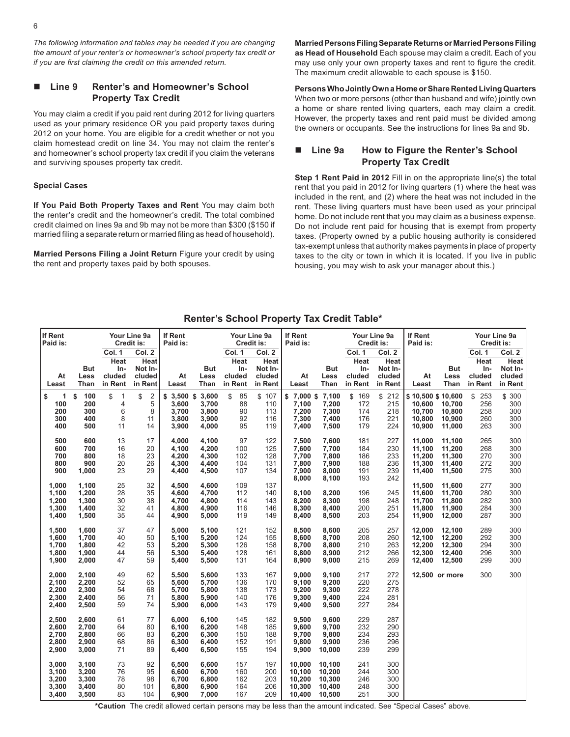*The following information and tables may be needed if you are changing the amount of your renter's or homeowner's school property tax credit or if you are first claiming the credit on this amended return.*

## ■ Line 9 Renter's and Homeowner's School Property Tax Credit

You may claim a credit if you paid rent during 2012 for living quarters used as your primary residence OR you paid property taxes during 2012 on your home. You are eligible for a credit whether or not you claim homestead credit on line 34. You may not claim the renter's and homeowner's school property tax credit if you claim the veterans and surviving spouses property tax credit.

### Special Cases

**If You Paid Both Property Taxes and Rent** You may claim both the renter's credit and the homeowner's credit. The total combined credit claimed on lines 9a and 9b may not be more than $300 ($150 if married filing a separate return or married filing as head of household).

**Married Persons Filing a Joint Return** Figure your credit by using the rent and property taxes paid by both spouses.

**Married Persons Filing Separate Returns or Married Persons Filing as Head of Household** Each spouse may claim a credit. Each of you may use only your own property taxes and rent to figure the credit. The maximum credit allowable to each spouse is $150.

**Persons Who Jointly Own a Home or Share Rented Living Quarters** When two or more persons (other than husband and wife) jointly own a home or share rented living quarters, each may claim a credit. However, the property taxes and rent paid must be divided among the owners or occupants. See the instructions for lines 9a and 9b.

## ■ Line 9a How to Figure the Renter's School Property Tax Credit

**Step 1 Rent Paid in 2012** Fill in on the appropriate line(s) the total rent that you paid in 2012 for living quarters (1) where the heat was included in the rent, and (2) where the heat was not included in the rent. These living quarters must have been used as your principal home. Do not include rent that you may claim as a business expense. Do not include rent paid for housing that is exempt from property taxes. (Property owned by a public housing authority is considered tax-exempt unless that authority makes payments in place of property taxes to the city or town in which it is located. If you live in public housing, you may wish to ask your manager about this.)

### Renter's School Property Tax Credit Table*

| If Rent Paid is: At Least | But Less Than | Your Line 9a Credit is: Col. 1 Heat Included in Rent | Col. 2 Heat Not Included in Rent |
|---|---|---|---|
| $ 1 | $ 100 | $ 1 | $ 2 |
| 100 | 200 | 4 | 5 |
| 200 | 300 | 6 | 8 |
| 300 | 400 | 8 | 11 |
| 400 | 500 | 11 | 14 |
| 500 | 600 | 13 | 17 |
| 600 | 700 | 16 | 20 |
| 700 | 800 | 18 | 23 |
| 800 | 900 | 20 | 26 |
| 900 | 1,000 | 23 | 29 |
| 1,000 | 1,100 | 25 | 32 |
| 1,100 | 1,200 | 28 | 35 |
| 1,200 | 1,300 | 30 | 38 |
| 1,300 | 1,400 | 32 | 41 |
| 1,400 | 1,500 | 35 | 44 |
| 1,500 | 1,600 | 37 | 47 |
| 1,600 | 1,700 | 40 | 50 |
| 1,700 | 1,800 | 42 | 53 |
| 1,800 | 1,900 | 44 | 56 |
| 1,900 | 2,000 | 47 | 59 |
| 2,000 | 2,100 | 49 | 62 |
| 2,100 | 2,200 | 52 | 65 |
| 2,200 | 2,300 | 54 | 68 |
| 2,300 | 2,400 | 56 | 71 |
| 2,400 | 2,500 | 59 | 74 |
| 2,500 | 2,600 | 61 | 77 |
| 2,600 | 2,700 | 64 | 80 |
| 2,700 | 2,800 | 66 | 83 |
| 2,800 | 2,900 | 68 | 86 |
| 2,900 | 3,000 | 71 | 89 |
| 3,000 | 3,100 | 73 | 92 |
| 3,100 | 3,200 | 76 | 95 |
| 3,200 | 3,300 | 78 | 98 |
| 3,300 | 3,400 | 80 | 101 |
| 3,400 | 3,500 | 83 | 104 |
| $ 3,500 | $ 3,600 | $ 85 | $ 107 |
| 3,600 | 3,700 | 88 | 110 |
| 3,700 | 3,800 | 90 | 113 |
| 3,800 | 3,900 | 92 | 116 |
| 3,900 | 4,000 | 95 | 119 |
| 4,000 | 4,100 | 97 | 122 |
| 4,100 | 4,200 | 100 | 125 |
| 4,200 | 4,300 | 102 | 128 |
| 4,300 | 4,400 | 104 | 131 |
| 4,400 | 4,500 | 107 | 134 |
| 4,500 | 4,600 | 109 | 137 |
| 4,600 | 4,700 | 112 | 140 |
| 4,700 | 4,800 | 114 | 143 |
| 4,800 | 4,900 | 116 | 146 |
| 4,900 | 5,000 | 119 | 149 |
| 5,000 | 5,100 | 121 | 152 |
| 5,100 | 5,200 | 124 | 155 |
| 5,200 | 5,300 | 126 | 158 |
| 5,300 | 5,400 | 128 | 161 |
| 5,400 | 5,500 | 131 | 164 |
| 5,500 | 5,600 | 133 | 167 |
| 5,600 | 5,700 | 136 | 170 |
| 5,700 | 5,800 | 138 | 173 |
| 5,800 | 5,900 | 140 | 176 |
| 5,900 | 6,000 | 143 | 179 |
| 6,000 | 6,100 | 145 | 182 |
| 6,100 | 6,200 | 148 | 185 |
| 6,200 | 6,300 | 150 | 188 |
| 6,300 | 6,400 | 152 | 191 |
| 6,400 | 6,500 | 155 | 194 |
| 6,500 | 6,600 | 157 | 197 |
| 6,600 | 6,700 | 160 | 200 |
| 6,700 | 6,800 | 162 | 203 |
| 6,800 | 6,900 | 164 | 206 |
| 6,900 | 7,000 | 167 | 209 |
| $ 7,000 | $ 7,100 | $ 169 | $ 212 |
| 7,100 | 7,200 | 172 | 215 |
| 7,200 | 7,300 | 174 | 218 |
| 7,300 | 7,400 | 176 | 221 |
| 7,400 | 7,500 | 179 | 224 |
| 7,500 | 7,600 | 181 | 227 |
| 7,600 | 7,700 | 184 | 230 |
| 7,700 | 7,800 | 186 | 233 |
| 7,800 | 7,900 | 188 | 236 |
| 7,900 | 8,000 | 191 | 239 |
| 8,000 | 8,100 | 193 | 242 |
| 8,100 | 8,200 | 196 | 245 |
| 8,200 | 8,300 | 198 | 248 |
| 8,300 | 8,400 | 200 | 251 |
| 8,400 | 8,500 | 203 | 254 |
| 8,500 | 8,600 | 205 | 257 |
| 8,600 | 8,700 | 208 | 260 |
| 8,700 | 8,800 | 210 | 263 |
| 8,800 | 8,900 | 212 | 266 |
| 8,900 | 9,000 | 215 | 269 |
| 9,000 | 9,100 | 217 | 272 |
| 9,100 | 9,200 | 220 | 275 |
| 9,200 | 9,300 | 222 | 278 |
| 9,300 | 9,400 | 224 | 281 |
| 9,400 | 9,500 | 227 | 284 |
| 9,500 | 9,600 | 229 | 287 |
| 9,600 | 9,700 | 232 | 290 |
| 9,700 | 9,800 | 234 | 293 |
| 9,800 | 9,900 | 236 | 296 |
| 9,900 | 10,000 | 239 | 299 |
| 10,000 | 10,100 | 241 | 300 |
| 10,100 | 10,200 | 244 | 300 |
| 10,200 | 10,300 | 246 | 300 |
| 10,300 | 10,400 | 248 | 300 |
| 10,400 | 10,500 | 251 | 300 |
| $ 10,500 | $ 10,600 | $ 253 | $ 300 |
| 10,600 | 10,700 | 256 | 300 |
| 10,700 | 10,800 | 258 | 300 |
| 10,800 | 10,900 | 260 | 300 |
| 10,900 | 11,000 | 263 | 300 |
| 11,000 | 11,100 | 265 | 300 |
| 11,100 | 11,200 | 268 | 300 |
| 11,200 | 11,300 | 270 | 300 |
| 11,300 | 11,400 | 272 | 300 |
| 11,400 | 11,500 | 275 | 300 |
| 11,500 | 11,600 | 277 | 300 |
| 11,600 | 11,700 | 280 | 300 |
| 11,700 | 11,800 | 282 | 300 |
| 11,800 | 11,900 | 284 | 300 |
| 11,900 | 12,000 | 287 | 300 |
| 12,000 | 12,100 | 289 | 300 |
| 12,100 | 12,200 | 292 | 300 |
| 12,200 | 12,300 | 294 | 300 |
| 12,300 | 12,400 | 296 | 300 |
| 12,400 | 12,500 | 299 | 300 |
| 12,500 or more | | 300 | 300 |

***Caution** The credit allowed certain persons may be less than the amount indicated. See "Special Cases" above.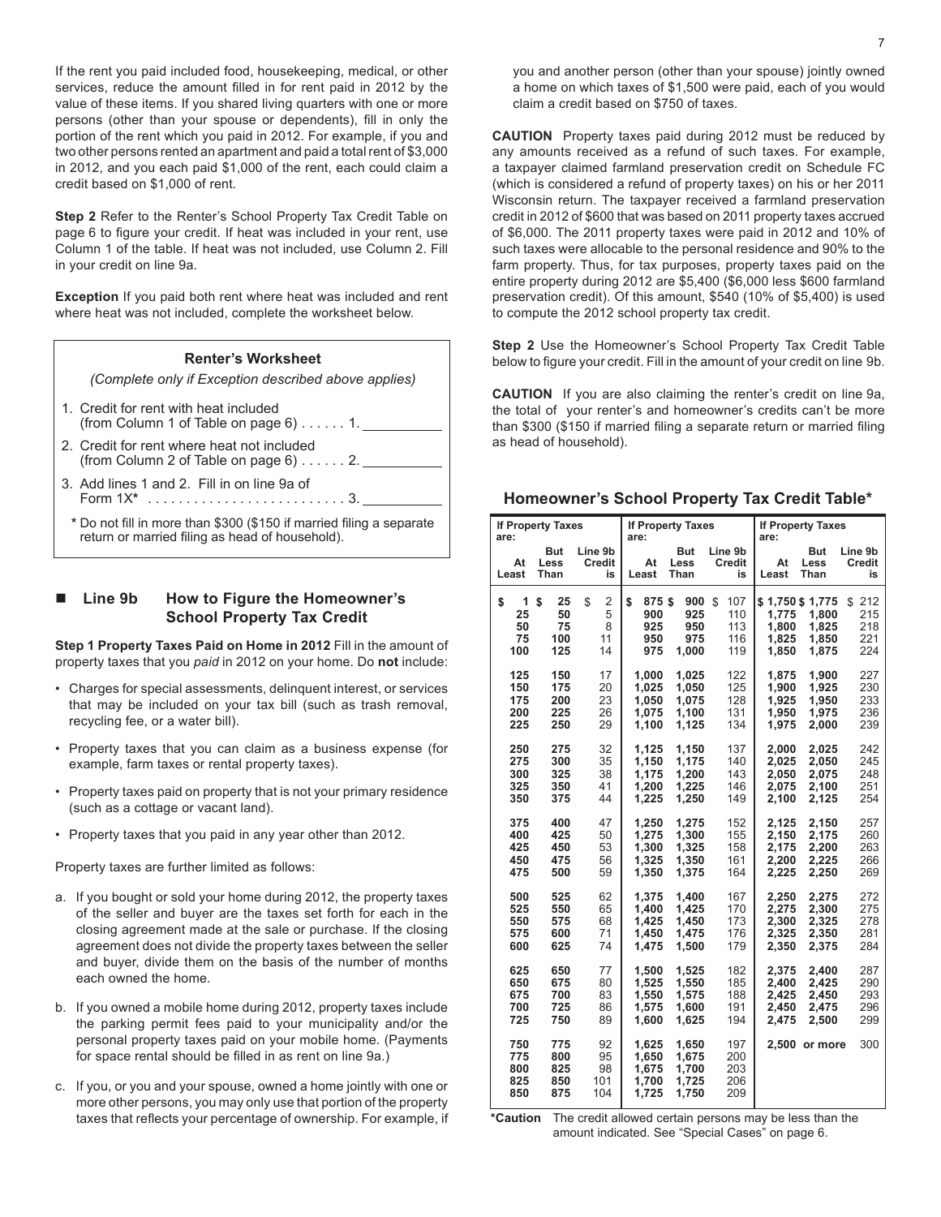If the rent you paid included food, housekeeping, medical, or other services, reduce the amount filled in for rent paid in 2012 by the value of these items. If you shared living quarters with one or more persons (other than your spouse or dependents), fill in only the portion of the rent which you paid in 2012. For example, if you and two other persons rented an apartment and paid a total rent of $3,000 in 2012, and you each paid $1,000 of the rent, each could claim a credit based on $1,000 of rent.

**Step 2** Refer to the Renter's School Property Tax Credit Table on page 6 to figure your credit. If heat was included in your rent, use Column 1 of the table. If heat was not included, use Column 2. Fill in your credit on line 9a.

**Exception** If you paid both rent where heat was included and rent where heat was not included, complete the worksheet below.

**Renter's Worksheet**

*(Complete only if Exception described above applies)*

1. Credit for rent with heat included (from Column 1 of Table on page 6) . . . . . . 1. __________
2. Credit for rent where heat not included (from Column 2 of Table on page 6) . . . . . . 2. __________
3. Add lines 1 and 2. Fill in on line 9a of Form 1X* . . . . . . . . . . . . . . . . . . . . . . . . . 3. __________

\* Do not fill in more than $300 ($150 if married filing a separate return or married filing as head of household).

## Line 9b How to Figure the Homeowner's School Property Tax Credit

**Step 1 Property Taxes Paid on Home in 2012** Fill in the amount of property taxes that you *paid* in 2012 on your home. Do **not** include:

- Charges for special assessments, delinquent interest, or services that may be included on your tax bill (such as trash removal, recycling fee, or a water bill).
- Property taxes that you can claim as a business expense (for example, farm taxes or rental property taxes).
- Property taxes paid on property that is not your primary residence (such as a cottage or vacant land).
- Property taxes that you paid in any year other than 2012.

Property taxes are further limited as follows:

a. If you bought or sold your home during 2012, the property taxes of the seller and buyer are the taxes set forth for each in the closing agreement made at the sale or purchase. If the closing agreement does not divide the property taxes between the seller and buyer, divide them on the basis of the number of months each owned the home.

b. If you owned a mobile home during 2012, property taxes include the parking permit fees paid to your municipality and/or the personal property taxes paid on your mobile home. (Payments for space rental should be filled in as rent on line 9a.)

c. If you, or you and your spouse, owned a home jointly with one or more other persons, you may only use that portion of the property taxes that reflects your percentage of ownership. For example, if you and another person (other than your spouse) jointly owned a home on which taxes of $1,500 were paid, each of you would claim a credit based on $750 of taxes.

**CAUTION** Property taxes paid during 2012 must be reduced by any amounts received as a refund of such taxes. For example, a taxpayer claimed farmland preservation credit on Schedule FC (which is considered a refund of property taxes) on his or her 2011 Wisconsin return. The taxpayer received a farmland preservation credit in 2012 of $600 that was based on 2011 property taxes accrued of $6,000. The 2011 property taxes were paid in 2012 and 10% of such taxes were allocable to the personal residence and 90% to the farm property. Thus, for tax purposes, property taxes paid on the entire property during 2012 are $5,400 ($6,000 less $600 farmland preservation credit). Of this amount, $540 (10% of $5,400) is used to compute the 2012 school property tax credit.

**Step 2** Use the Homeowner's School Property Tax Credit Table below to figure your credit. Fill in the amount of your credit on line 9b.

**CAUTION** If you are also claiming the renter's credit on line 9a, the total of your renter's and homeowner's credits can't be more than $300 ($150 if married filing a separate return or married filing as head of household).

### Homeowner's School Property Tax Credit Table*

| If Property Taxes are: At Least | But Less Than | Line 9b Credit is | If Property Taxes are: At Least | But Less Than | Line 9b Credit is | If Property Taxes are: At Least | But Less Than | Line 9b Credit is |
|---|---|---|---|---|---|---|---|---|
| $ 1 | $ 25 | $ 2 | $ 875 | $ 900 | $ 107 | $ 1,750 | $ 1,775 | $ 212 |
| 25 | 50 | 5 | 900 | 925 | 110 | 1,775 | 1,800 | 215 |
| 50 | 75 | 8 | 925 | 950 | 113 | 1,800 | 1,825 | 218 |
| 75 | 100 | 11 | 950 | 975 | 116 | 1,825 | 1,850 | 221 |
| 100 | 125 | 14 | 975 | 1,000 | 119 | 1,850 | 1,875 | 224 |
| 125 | 150 | 17 | 1,000 | 1,025 | 122 | 1,875 | 1,900 | 227 |
| 150 | 175 | 20 | 1,025 | 1,050 | 125 | 1,900 | 1,925 | 230 |
| 175 | 200 | 23 | 1,050 | 1,075 | 128 | 1,925 | 1,950 | 233 |
| 200 | 225 | 26 | 1,075 | 1,100 | 131 | 1,950 | 1,975 | 236 |
| 225 | 250 | 29 | 1,100 | 1,125 | 134 | 1,975 | 2,000 | 239 |
| 250 | 275 | 32 | 1,125 | 1,150 | 137 | 2,000 | 2,025 | 242 |
| 275 | 300 | 35 | 1,150 | 1,175 | 140 | 2,025 | 2,050 | 245 |
| 300 | 325 | 38 | 1,175 | 1,200 | 143 | 2,050 | 2,075 | 248 |
| 325 | 350 | 41 | 1,200 | 1,225 | 146 | 2,075 | 2,100 | 251 |
| 350 | 375 | 44 | 1,225 | 1,250 | 149 | 2,100 | 2,125 | 254 |
| 375 | 400 | 47 | 1,250 | 1,275 | 152 | 2,125 | 2,150 | 257 |
| 400 | 425 | 50 | 1,275 | 1,300 | 155 | 2,150 | 2,175 | 260 |
| 425 | 450 | 53 | 1,300 | 1,325 | 158 | 2,175 | 2,200 | 263 |
| 450 | 475 | 56 | 1,325 | 1,350 | 161 | 2,200 | 2,225 | 266 |
| 475 | 500 | 59 | 1,350 | 1,375 | 164 | 2,225 | 2,250 | 269 |
| 500 | 525 | 62 | 1,375 | 1,400 | 167 | 2,250 | 2,275 | 272 |
| 525 | 550 | 65 | 1,400 | 1,425 | 170 | 2,275 | 2,300 | 275 |
| 550 | 575 | 68 | 1,425 | 1,450 | 173 | 2,300 | 2,325 | 278 |
| 575 | 600 | 71 | 1,450 | 1,475 | 176 | 2,325 | 2,350 | 281 |
| 600 | 625 | 74 | 1,475 | 1,500 | 179 | 2,350 | 2,375 | 284 |
| 625 | 650 | 77 | 1,500 | 1,525 | 182 | 2,375 | 2,400 | 287 |
| 650 | 675 | 80 | 1,525 | 1,550 | 185 | 2,400 | 2,425 | 290 |
| 675 | 700 | 83 | 1,550 | 1,575 | 188 | 2,425 | 2,450 | 293 |
| 700 | 725 | 86 | 1,575 | 1,600 | 191 | 2,450 | 2,475 | 296 |
| 725 | 750 | 89 | 1,600 | 1,625 | 194 | 2,475 | 2,500 | 299 |
| 750 | 775 | 92 | 1,625 | 1,650 | 197 | 2,500 | or more | 300 |
| 775 | 800 | 95 | 1,650 | 1,675 | 200 | | | |
| 800 | 825 | 98 | 1,675 | 1,700 | 203 | | | |
| 825 | 850 | 101 | 1,700 | 1,725 | 206 | | | |
| 850 | 875 | 104 | 1,725 | 1,750 | 209 | | | |

**\*Caution** The credit allowed certain persons may be less than the amount indicated. See "Special Cases" on page 6.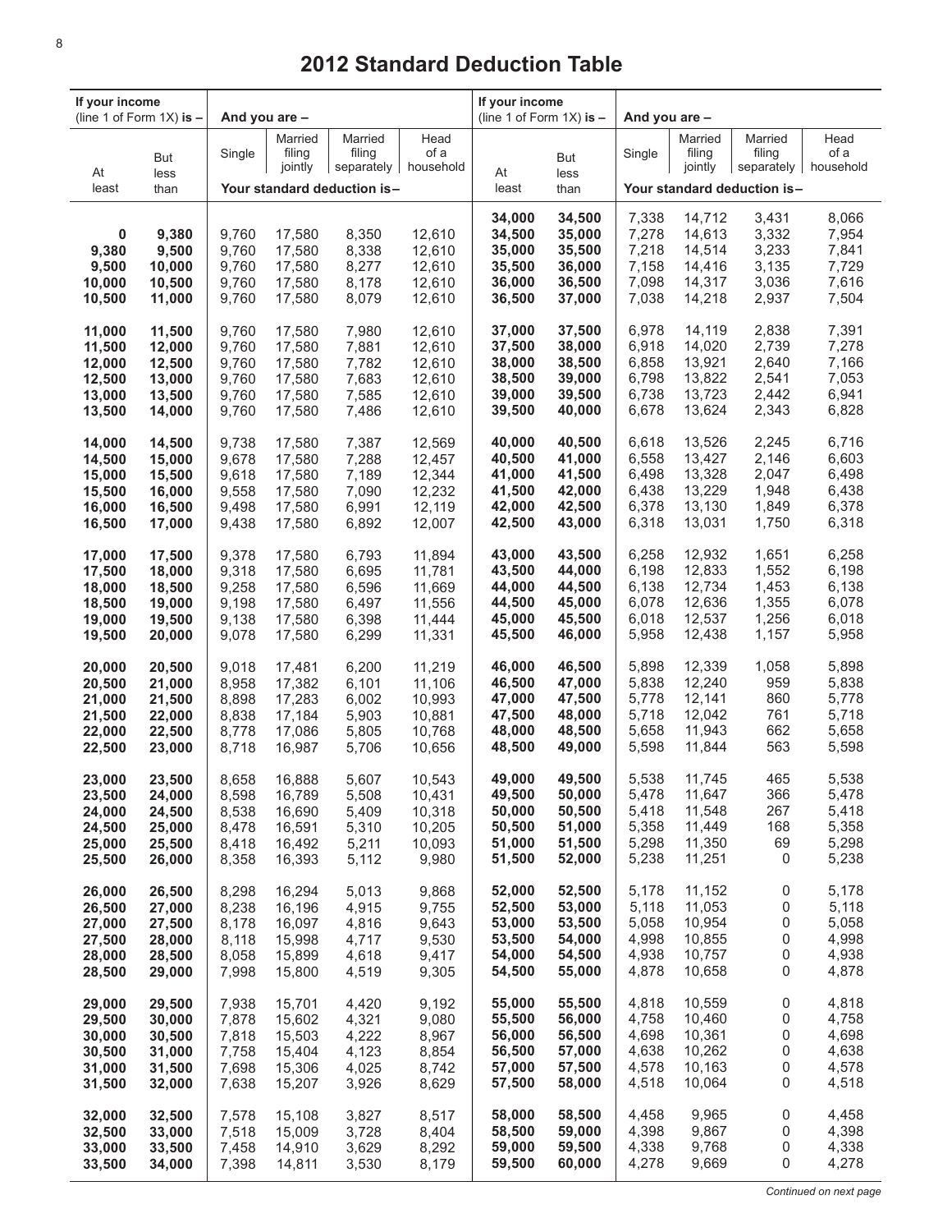# 2012 Standard Deduction Table

| If your income (line 1 of Form 1X) is – | | And you are – | | | |
|---|---|---|---|---|---|
| At least | But less than | Single | Married filing jointly | Married filing separately | Head of a household |
| | | Your standard deduction is– | | | |
| 0 | 9,380 | 9,760 | 17,580 | 8,350 | 12,610 |
| 9,380 | 9,500 | 9,760 | 17,580 | 8,338 | 12,610 |
| 9,500 | 10,000 | 9,760 | 17,580 | 8,277 | 12,610 |
| 10,000 | 10,500 | 9,760 | 17,580 | 8,178 | 12,610 |
| 10,500 | 11,000 | 9,760 | 17,580 | 8,079 | 12,610 |
| 11,000 | 11,500 | 9,760 | 17,580 | 7,980 | 12,610 |
| 11,500 | 12,000 | 9,760 | 17,580 | 7,881 | 12,610 |
| 12,000 | 12,500 | 9,760 | 17,580 | 7,782 | 12,610 |
| 12,500 | 13,000 | 9,760 | 17,580 | 7,683 | 12,610 |
| 13,000 | 13,500 | 9,760 | 17,580 | 7,585 | 12,610 |
| 13,500 | 14,000 | 9,760 | 17,580 | 7,486 | 12,610 |
| 14,000 | 14,500 | 9,738 | 17,580 | 7,387 | 12,569 |
| 14,500 | 15,000 | 9,678 | 17,580 | 7,288 | 12,457 |
| 15,000 | 15,500 | 9,618 | 17,580 | 7,189 | 12,344 |
| 15,500 | 16,000 | 9,558 | 17,580 | 7,090 | 12,232 |
| 16,000 | 16,500 | 9,498 | 17,580 | 6,991 | 12,119 |
| 16,500 | 17,000 | 9,438 | 17,580 | 6,892 | 12,007 |
| 17,000 | 17,500 | 9,378 | 17,580 | 6,793 | 11,894 |
| 17,500 | 18,000 | 9,318 | 17,580 | 6,695 | 11,781 |
| 18,000 | 18,500 | 9,258 | 17,580 | 6,596 | 11,669 |
| 18,500 | 19,000 | 9,198 | 17,580 | 6,497 | 11,556 |
| 19,000 | 19,500 | 9,138 | 17,580 | 6,398 | 11,444 |
| 19,500 | 20,000 | 9,078 | 17,580 | 6,299 | 11,331 |
| 20,000 | 20,500 | 9,018 | 17,481 | 6,200 | 11,219 |
| 20,500 | 21,000 | 8,958 | 17,382 | 6,101 | 11,106 |
| 21,000 | 21,500 | 8,898 | 17,283 | 6,002 | 10,993 |
| 21,500 | 22,000 | 8,838 | 17,184 | 5,903 | 10,881 |
| 22,000 | 22,500 | 8,778 | 17,086 | 5,805 | 10,768 |
| 22,500 | 23,000 | 8,718 | 16,987 | 5,706 | 10,656 |
| 23,000 | 23,500 | 8,658 | 16,888 | 5,607 | 10,543 |
| 23,500 | 24,000 | 8,598 | 16,789 | 5,508 | 10,431 |
| 24,000 | 24,500 | 8,538 | 16,690 | 5,409 | 10,318 |
| 24,500 | 25,000 | 8,478 | 16,591 | 5,310 | 10,205 |
| 25,000 | 25,500 | 8,418 | 16,492 | 5,211 | 10,093 |
| 25,500 | 26,000 | 8,358 | 16,393 | 5,112 | 9,980 |
| 26,000 | 26,500 | 8,298 | 16,294 | 5,013 | 9,868 |
| 26,500 | 27,000 | 8,238 | 16,196 | 4,915 | 9,755 |
| 27,000 | 27,500 | 8,178 | 16,097 | 4,816 | 9,643 |
| 27,500 | 28,000 | 8,118 | 15,998 | 4,717 | 9,530 |
| 28,000 | 28,500 | 8,058 | 15,899 | 4,618 | 9,417 |
| 28,500 | 29,000 | 7,998 | 15,800 | 4,519 | 9,305 |
| 29,000 | 29,500 | 7,938 | 15,701 | 4,420 | 9,192 |
| 29,500 | 30,000 | 7,878 | 15,602 | 4,321 | 9,080 |
| 30,000 | 30,500 | 7,818 | 15,503 | 4,222 | 8,967 |
| 30,500 | 31,000 | 7,758 | 15,404 | 4,123 | 8,854 |
| 31,000 | 31,500 | 7,698 | 15,306 | 4,025 | 8,742 |
| 31,500 | 32,000 | 7,638 | 15,207 | 3,926 | 8,629 |
| 32,000 | 32,500 | 7,578 | 15,108 | 3,827 | 8,517 |
| 32,500 | 33,000 | 7,518 | 15,009 | 3,728 | 8,404 |
| 33,000 | 33,500 | 7,458 | 14,910 | 3,629 | 8,292 |
| 33,500 | 34,000 | 7,398 | 14,811 | 3,530 | 8,179 |
| 34,000 | 34,500 | 7,338 | 14,712 | 3,431 | 8,066 |
| 34,500 | 35,000 | 7,278 | 14,613 | 3,332 | 7,954 |
| 35,000 | 35,500 | 7,218 | 14,514 | 3,233 | 7,841 |
| 35,500 | 36,000 | 7,158 | 14,416 | 3,135 | 7,729 |
| 36,000 | 36,500 | 7,098 | 14,317 | 3,036 | 7,616 |
| 36,500 | 37,000 | 7,038 | 14,218 | 2,937 | 7,504 |
| 37,000 | 37,500 | 6,978 | 14,119 | 2,838 | 7,391 |
| 37,500 | 38,000 | 6,918 | 14,020 | 2,739 | 7,278 |
| 38,000 | 38,500 | 6,858 | 13,921 | 2,640 | 7,166 |
| 38,500 | 39,000 | 6,798 | 13,822 | 2,541 | 7,053 |
| 39,000 | 39,500 | 6,738 | 13,723 | 2,442 | 6,941 |
| 39,500 | 40,000 | 6,678 | 13,624 | 2,343 | 6,828 |
| 40,000 | 40,500 | 6,618 | 13,526 | 2,245 | 6,716 |
| 40,500 | 41,000 | 6,558 | 13,427 | 2,146 | 6,603 |
| 41,000 | 41,500 | 6,498 | 13,328 | 2,047 | 6,498 |
| 41,500 | 42,000 | 6,438 | 13,229 | 1,948 | 6,438 |
| 42,000 | 42,500 | 6,378 | 13,130 | 1,849 | 6,378 |
| 42,500 | 43,000 | 6,318 | 13,031 | 1,750 | 6,318 |
| 43,000 | 43,500 | 6,258 | 12,932 | 1,651 | 6,258 |
| 43,500 | 44,000 | 6,198 | 12,833 | 1,552 | 6,198 |
| 44,000 | 44,500 | 6,138 | 12,734 | 1,453 | 6,138 |
| 44,500 | 45,000 | 6,078 | 12,636 | 1,355 | 6,078 |
| 45,000 | 45,500 | 6,018 | 12,537 | 1,256 | 6,018 |
| 45,500 | 46,000 | 5,958 | 12,438 | 1,157 | 5,958 |
| 46,000 | 46,500 | 5,898 | 12,339 | 1,058 | 5,898 |
| 46,500 | 47,000 | 5,838 | 12,240 | 959 | 5,838 |
| 47,000 | 47,500 | 5,778 | 12,141 | 860 | 5,778 |
| 47,500 | 48,000 | 5,718 | 12,042 | 761 | 5,718 |
| 48,000 | 48,500 | 5,658 | 11,943 | 662 | 5,658 |
| 48,500 | 49,000 | 5,598 | 11,844 | 563 | 5,598 |
| 49,000 | 49,500 | 5,538 | 11,745 | 465 | 5,538 |
| 49,500 | 50,000 | 5,478 | 11,647 | 366 | 5,478 |
| 50,000 | 50,500 | 5,418 | 11,548 | 267 | 5,418 |
| 50,500 | 51,000 | 5,358 | 11,449 | 168 | 5,358 |
| 51,000 | 51,500 | 5,298 | 11,350 | 69 | 5,298 |
| 51,500 | 52,000 | 5,238 | 11,251 | 0 | 5,238 |
| 52,000 | 52,500 | 5,178 | 11,152 | 0 | 5,178 |
| 52,500 | 53,000 | 5,118 | 11,053 | 0 | 5,118 |
| 53,000 | 53,500 | 5,058 | 10,954 | 0 | 5,058 |
| 53,500 | 54,000 | 4,998 | 10,855 | 0 | 4,998 |
| 54,000 | 54,500 | 4,938 | 10,757 | 0 | 4,938 |
| 54,500 | 55,000 | 4,878 | 10,658 | 0 | 4,878 |
| 55,000 | 55,500 | 4,818 | 10,559 | 0 | 4,818 |
| 55,500 | 56,000 | 4,758 | 10,460 | 0 | 4,758 |
| 56,000 | 56,500 | 4,698 | 10,361 | 0 | 4,698 |
| 56,500 | 57,000 | 4,638 | 10,262 | 0 | 4,638 |
| 57,000 | 57,500 | 4,578 | 10,163 | 0 | 4,578 |
| 57,500 | 58,000 | 4,518 | 10,064 | 0 | 4,518 |
| 58,000 | 58,500 | 4,458 | 9,965 | 0 | 4,458 |
| 58,500 | 59,000 | 4,398 | 9,867 | 0 | 4,398 |
| 59,000 | 59,500 | 4,338 | 9,768 | 0 | 4,338 |
| 59,500 | 60,000 | 4,278 | 9,669 | 0 | 4,278 |

*Continued on next page*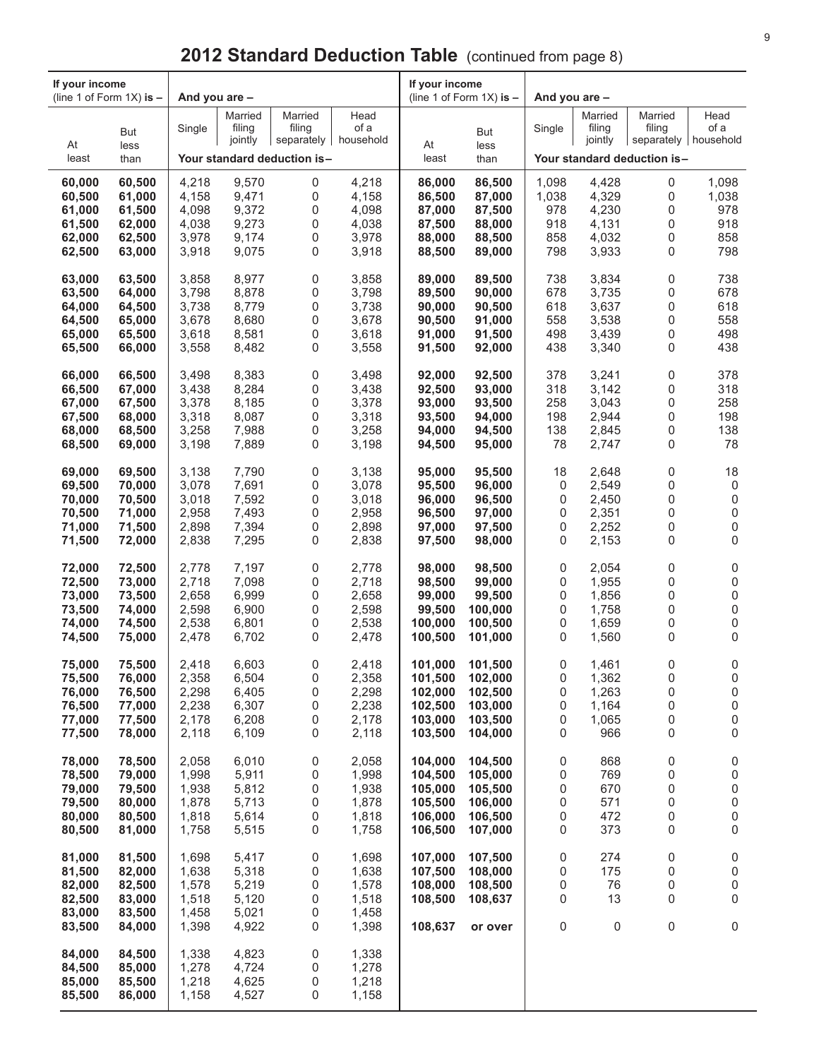## 2012 Standard Deduction Table (continued from page 8)

| If your income (line 1 of Form 1X) is – | | And you are – | | | | If your income (line 1 of Form 1X) is – | | And you are – | | | |
|---|---|---|---|---|---|---|---|---|---|---|---|
| At least | But less than | Single | Married filing jointly | Married filing separately | Head of a household | At least | But less than | Single | Married filing jointly | Married filing separately | Head of a household |
| | | Your standard deduction is– | | | | | | Your standard deduction is– | | | |
| 60,000 | 60,500 | 4,218 | 9,570 | 0 | 4,218 | 86,000 | 86,500 | 1,098 | 4,428 | 0 | 1,098 |
| 60,500 | 61,000 | 4,158 | 9,471 | 0 | 4,158 | 86,500 | 87,000 | 1,038 | 4,329 | 0 | 1,038 |
| 61,000 | 61,500 | 4,098 | 9,372 | 0 | 4,098 | 87,000 | 87,500 | 978 | 4,230 | 0 | 978 |
| 61,500 | 62,000 | 4,038 | 9,273 | 0 | 4,038 | 87,500 | 88,000 | 918 | 4,131 | 0 | 918 |
| 62,000 | 62,500 | 3,978 | 9,174 | 0 | 3,978 | 88,000 | 88,500 | 858 | 4,032 | 0 | 858 |
| 62,500 | 63,000 | 3,918 | 9,075 | 0 | 3,918 | 88,500 | 89,000 | 798 | 3,933 | 0 | 798 |
| 63,000 | 63,500 | 3,858 | 8,977 | 0 | 3,858 | 89,000 | 89,500 | 738 | 3,834 | 0 | 738 |
| 63,500 | 64,000 | 3,798 | 8,878 | 0 | 3,798 | 89,500 | 90,000 | 678 | 3,735 | 0 | 678 |
| 64,000 | 64,500 | 3,738 | 8,779 | 0 | 3,738 | 90,000 | 90,500 | 618 | 3,637 | 0 | 618 |
| 64,500 | 65,000 | 3,678 | 8,680 | 0 | 3,678 | 90,500 | 91,000 | 558 | 3,538 | 0 | 558 |
| 65,000 | 65,500 | 3,618 | 8,581 | 0 | 3,618 | 91,000 | 91,500 | 498 | 3,439 | 0 | 498 |
| 65,500 | 66,000 | 3,558 | 8,482 | 0 | 3,558 | 91,500 | 92,000 | 438 | 3,340 | 0 | 438 |
| 66,000 | 66,500 | 3,498 | 8,383 | 0 | 3,498 | 92,000 | 92,500 | 378 | 3,241 | 0 | 378 |
| 66,500 | 67,000 | 3,438 | 8,284 | 0 | 3,438 | 92,500 | 93,000 | 318 | 3,142 | 0 | 318 |
| 67,000 | 67,500 | 3,378 | 8,185 | 0 | 3,378 | 93,000 | 93,500 | 258 | 3,043 | 0 | 258 |
| 67,500 | 68,000 | 3,318 | 8,087 | 0 | 3,318 | 93,500 | 94,000 | 198 | 2,944 | 0 | 198 |
| 68,000 | 68,500 | 3,258 | 7,988 | 0 | 3,258 | 94,000 | 94,500 | 138 | 2,845 | 0 | 138 |
| 68,500 | 69,000 | 3,198 | 7,889 | 0 | 3,198 | 94,500 | 95,000 | 78 | 2,747 | 0 | 78 |
| 69,000 | 69,500 | 3,138 | 7,790 | 0 | 3,138 | 95,000 | 95,500 | 18 | 2,648 | 0 | 18 |
| 69,500 | 70,000 | 3,078 | 7,691 | 0 | 3,078 | 95,500 | 96,000 | 0 | 2,549 | 0 | 0 |
| 70,000 | 70,500 | 3,018 | 7,592 | 0 | 3,018 | 96,000 | 96,500 | 0 | 2,450 | 0 | 0 |
| 70,500 | 71,000 | 2,958 | 7,493 | 0 | 2,958 | 96,500 | 97,000 | 0 | 2,351 | 0 | 0 |
| 71,000 | 71,500 | 2,898 | 7,394 | 0 | 2,898 | 97,000 | 97,500 | 0 | 2,252 | 0 | 0 |
| 71,500 | 72,000 | 2,838 | 7,295 | 0 | 2,838 | 97,500 | 98,000 | 0 | 2,153 | 0 | 0 |
| 72,000 | 72,500 | 2,778 | 7,197 | 0 | 2,778 | 98,000 | 98,500 | 0 | 2,054 | 0 | 0 |
| 72,500 | 73,000 | 2,718 | 7,098 | 0 | 2,718 | 98,500 | 99,000 | 0 | 1,955 | 0 | 0 |
| 73,000 | 73,500 | 2,658 | 6,999 | 0 | 2,658 | 99,000 | 99,500 | 0 | 1,856 | 0 | 0 |
| 73,500 | 74,000 | 2,598 | 6,900 | 0 | 2,598 | 99,500 | 100,000 | 0 | 1,758 | 0 | 0 |
| 74,000 | 74,500 | 2,538 | 6,801 | 0 | 2,538 | 100,000 | 100,500 | 0 | 1,659 | 0 | 0 |
| 74,500 | 75,000 | 2,478 | 6,702 | 0 | 2,478 | 100,500 | 101,000 | 0 | 1,560 | 0 | 0 |
| 75,000 | 75,500 | 2,418 | 6,603 | 0 | 2,418 | 101,000 | 101,500 | 0 | 1,461 | 0 | 0 |
| 75,500 | 76,000 | 2,358 | 6,504 | 0 | 2,358 | 101,500 | 102,000 | 0 | 1,362 | 0 | 0 |
| 76,000 | 76,500 | 2,298 | 6,405 | 0 | 2,298 | 102,000 | 102,500 | 0 | 1,263 | 0 | 0 |
| 76,500 | 77,000 | 2,238 | 6,307 | 0 | 2,238 | 102,500 | 103,000 | 0 | 1,164 | 0 | 0 |
| 77,000 | 77,500 | 2,178 | 6,208 | 0 | 2,178 | 103,000 | 103,500 | 0 | 1,065 | 0 | 0 |
| 77,500 | 78,000 | 2,118 | 6,109 | 0 | 2,118 | 103,500 | 104,000 | 0 | 966 | 0 | 0 |
| 78,000 | 78,500 | 2,058 | 6,010 | 0 | 2,058 | 104,000 | 104,500 | 0 | 868 | 0 | 0 |
| 78,500 | 79,000 | 1,998 | 5,911 | 0 | 1,998 | 104,500 | 105,000 | 0 | 769 | 0 | 0 |
| 79,000 | 79,500 | 1,938 | 5,812 | 0 | 1,938 | 105,000 | 105,500 | 0 | 670 | 0 | 0 |
| 79,500 | 80,000 | 1,878 | 5,713 | 0 | 1,878 | 105,500 | 106,000 | 0 | 571 | 0 | 0 |
| 80,000 | 80,500 | 1,818 | 5,614 | 0 | 1,818 | 106,000 | 106,500 | 0 | 472 | 0 | 0 |
| 80,500 | 81,000 | 1,758 | 5,515 | 0 | 1,758 | 106,500 | 107,000 | 0 | 373 | 0 | 0 |
| 81,000 | 81,500 | 1,698 | 5,417 | 0 | 1,698 | 107,000 | 107,500 | 0 | 274 | 0 | 0 |
| 81,500 | 82,000 | 1,638 | 5,318 | 0 | 1,638 | 107,500 | 108,000 | 0 | 175 | 0 | 0 |
| 82,000 | 82,500 | 1,578 | 5,219 | 0 | 1,578 | 108,000 | 108,500 | 0 | 76 | 0 | 0 |
| 82,500 | 83,000 | 1,518 | 5,120 | 0 | 1,518 | 108,500 | 108,637 | 0 | 13 | 0 | 0 |
| 83,000 | 83,500 | 1,458 | 5,021 | 0 | 1,458 | | | | | | |
| 83,500 | 84,000 | 1,398 | 4,922 | 0 | 1,398 | 108,637 | or over | 0 | 0 | 0 | 0 |
| 84,000 | 84,500 | 1,338 | 4,823 | 0 | 1,338 | | | | | | |
| 84,500 | 85,000 | 1,278 | 4,724 | 0 | 1,278 | | | | | | |
| 85,000 | 85,500 | 1,218 | 4,625 | 0 | 1,218 | | | | | | |
| 85,500 | 86,000 | 1,158 | 4,527 | 0 | 1,158 | | | | | | |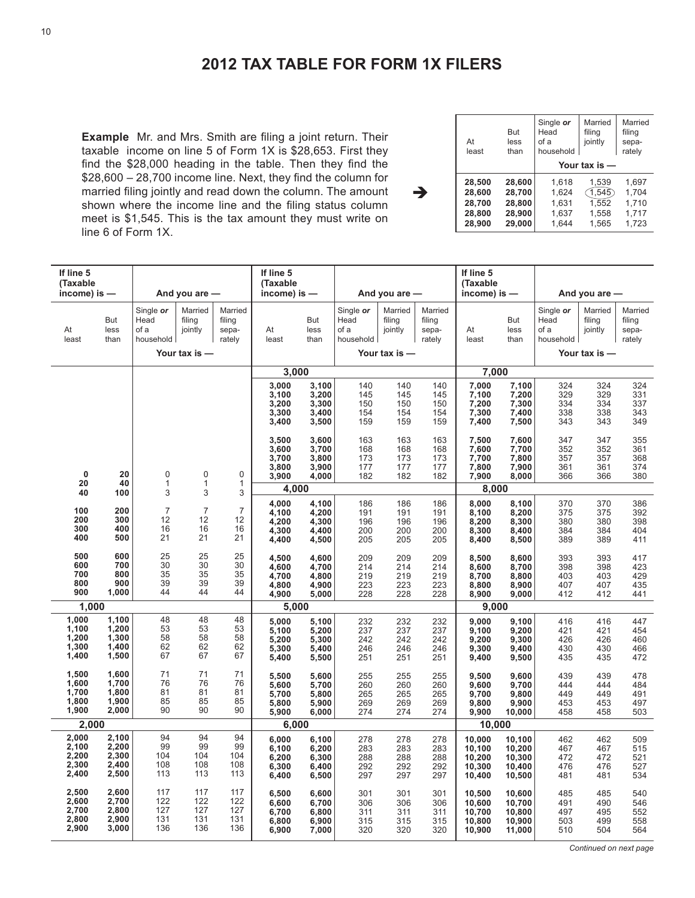# 2012 TAX TABLE FOR FORM 1X FILERS

**Example** Mr. and Mrs. Smith are filing a joint return. Their taxable income on line 5 of Form 1X is $28,653. First they find the $28,000 heading in the table. Then they find the $28,600 – 28,700 income line. Next, they find the column for married filing jointly and read down the column. The amount shown where the income line and the filing status column meet is $1,545. This is the tax amount they must write on line 6 of Form 1X.

| At least | But less than | Single *or* Head of a household | Married filing jointly | Married filing separately |
|---|---|---|---|---|
| | | Your tax is — | | |
| 28,500 | 28,600 | 1,618 | 1,539 | 1,697 |
| 28,600 | 28,700 | 1,624 | (1,545) | 1,704 |
| 28,700 | 28,800 | 1,631 | 1,552 | 1,710 |
| 28,800 | 28,900 | 1,637 | 1,558 | 1,717 |
| 28,900 | 29,000 | 1,644 | 1,565 | 1,723 |

| If line 5 (Taxable income) is — At least | But less than | And you are — Single *or* Head of a household | Married filing jointly | Married filing separately |
|---|---|---|---|---|
| | | Your tax is — | | |
| 0 | 20 | 0 | 0 | 0 |
| 20 | 40 | 1 | 1 | 1 |
| 40 | 100 | 3 | 3 | 3 |
| 100 | 200 | 7 | 7 | 7 |
| 200 | 300 | 12 | 12 | 12 |
| 300 | 400 | 16 | 16 | 16 |
| 400 | 500 | 21 | 21 | 21 |
| 500 | 600 | 25 | 25 | 25 |
| 600 | 700 | 30 | 30 | 30 |
| 700 | 800 | 35 | 35 | 35 |
| 800 | 900 | 39 | 39 | 39 |
| 900 | 1,000 | 44 | 44 | 44 |
| **1,000** | | | | |
| 1,000 | 1,100 | 48 | 48 | 48 |
| 1,100 | 1,200 | 53 | 53 | 53 |
| 1,200 | 1,300 | 58 | 58 | 58 |
| 1,300 | 1,400 | 62 | 62 | 62 |
| 1,400 | 1,500 | 67 | 67 | 67 |
| 1,500 | 1,600 | 71 | 71 | 71 |
| 1,600 | 1,700 | 76 | 76 | 76 |
| 1,700 | 1,800 | 81 | 81 | 81 |
| 1,800 | 1,900 | 85 | 85 | 85 |
| 1,900 | 2,000 | 90 | 90 | 90 |
| **2,000** | | | | |
| 2,000 | 2,100 | 94 | 94 | 94 |
| 2,100 | 2,200 | 99 | 99 | 99 |
| 2,200 | 2,300 | 104 | 104 | 104 |
| 2,300 | 2,400 | 108 | 108 | 108 |
| 2,400 | 2,500 | 113 | 113 | 113 |
| 2,500 | 2,600 | 117 | 117 | 117 |
| 2,600 | 2,700 | 122 | 122 | 122 |
| 2,700 | 2,800 | 127 | 127 | 127 |
| 2,800 | 2,900 | 131 | 131 | 131 |
| 2,900 | 3,000 | 136 | 136 | 136 |
| **3,000** | | | | |
| 3,000 | 3,100 | 140 | 140 | 140 |
| 3,100 | 3,200 | 145 | 145 | 145 |
| 3,200 | 3,300 | 150 | 150 | 150 |
| 3,300 | 3,400 | 154 | 154 | 154 |
| 3,400 | 3,500 | 159 | 159 | 159 |
| 3,500 | 3,600 | 163 | 163 | 163 |
| 3,600 | 3,700 | 168 | 168 | 168 |
| 3,700 | 3,800 | 173 | 173 | 173 |
| 3,800 | 3,900 | 177 | 177 | 177 |
| 3,900 | 4,000 | 182 | 182 | 182 |
| **4,000** | | | | |
| 4,000 | 4,100 | 186 | 186 | 186 |
| 4,100 | 4,200 | 191 | 191 | 191 |
| 4,200 | 4,300 | 196 | 196 | 196 |
| 4,300 | 4,400 | 200 | 200 | 200 |
| 4,400 | 4,500 | 205 | 205 | 205 |
| 4,500 | 4,600 | 209 | 209 | 209 |
| 4,600 | 4,700 | 214 | 214 | 214 |
| 4,700 | 4,800 | 219 | 219 | 219 |
| 4,800 | 4,900 | 223 | 223 | 223 |
| 4,900 | 5,000 | 228 | 228 | 228 |
| **5,000** | | | | |
| 5,000 | 5,100 | 232 | 232 | 232 |
| 5,100 | 5,200 | 237 | 237 | 237 |
| 5,200 | 5,300 | 242 | 242 | 242 |
| 5,300 | 5,400 | 246 | 246 | 246 |
| 5,400 | 5,500 | 251 | 251 | 251 |
| 5,500 | 5,600 | 255 | 255 | 255 |
| 5,600 | 5,700 | 260 | 260 | 260 |
| 5,700 | 5,800 | 265 | 265 | 265 |
| 5,800 | 5,900 | 269 | 269 | 269 |
| 5,900 | 6,000 | 274 | 274 | 274 |
| **6,000** | | | | |
| 6,000 | 6,100 | 278 | 278 | 278 |
| 6,100 | 6,200 | 283 | 283 | 283 |
| 6,200 | 6,300 | 288 | 288 | 288 |
| 6,300 | 6,400 | 292 | 292 | 292 |
| 6,400 | 6,500 | 297 | 297 | 297 |
| 6,500 | 6,600 | 301 | 301 | 301 |
| 6,600 | 6,700 | 306 | 306 | 306 |
| 6,700 | 6,800 | 311 | 311 | 311 |
| 6,800 | 6,900 | 315 | 315 | 315 |
| 6,900 | 7,000 | 320 | 320 | 320 |
| **7,000** | | | | |
| 7,000 | 7,100 | 324 | 324 | 324 |
| 7,100 | 7,200 | 329 | 329 | 331 |
| 7,200 | 7,300 | 334 | 334 | 337 |
| 7,300 | 7,400 | 338 | 338 | 343 |
| 7,400 | 7,500 | 343 | 343 | 349 |
| 7,500 | 7,600 | 347 | 347 | 355 |
| 7,600 | 7,700 | 352 | 352 | 361 |
| 7,700 | 7,800 | 357 | 357 | 368 |
| 7,800 | 7,900 | 361 | 361 | 374 |
| 7,900 | 8,000 | 366 | 366 | 380 |
| **8,000** | | | | |
| 8,000 | 8,100 | 370 | 370 | 386 |
| 8,100 | 8,200 | 375 | 375 | 392 |
| 8,200 | 8,300 | 380 | 380 | 398 |
| 8,300 | 8,400 | 384 | 384 | 404 |
| 8,400 | 8,500 | 389 | 389 | 411 |
| 8,500 | 8,600 | 393 | 393 | 417 |
| 8,600 | 8,700 | 398 | 398 | 423 |
| 8,700 | 8,800 | 403 | 403 | 429 |
| 8,800 | 8,900 | 407 | 407 | 435 |
| 8,900 | 9,000 | 412 | 412 | 441 |
| **9,000** | | | | |
| 9,000 | 9,100 | 416 | 416 | 447 |
| 9,100 | 9,200 | 421 | 421 | 454 |
| 9,200 | 9,300 | 426 | 426 | 460 |
| 9,300 | 9,400 | 430 | 430 | 466 |
| 9,400 | 9,500 | 435 | 435 | 472 |
| 9,500 | 9,600 | 439 | 439 | 478 |
| 9,600 | 9,700 | 444 | 444 | 484 |
| 9,700 | 9,800 | 449 | 449 | 491 |
| 9,800 | 9,900 | 453 | 453 | 497 |
| 9,900 | 10,000 | 458 | 458 | 503 |
| **10,000** | | | | |
| 10,000 | 10,100 | 462 | 462 | 509 |
| 10,100 | 10,200 | 467 | 467 | 515 |
| 10,200 | 10,300 | 472 | 472 | 521 |
| 10,300 | 10,400 | 476 | 476 | 527 |
| 10,400 | 10,500 | 481 | 481 | 534 |
| 10,500 | 10,600 | 485 | 485 | 540 |
| 10,600 | 10,700 | 491 | 490 | 546 |
| 10,700 | 10,800 | 497 | 495 | 552 |
| 10,800 | 10,900 | 503 | 499 | 558 |
| 10,900 | 11,000 | 510 | 504 | 564 |

*Continued on next page*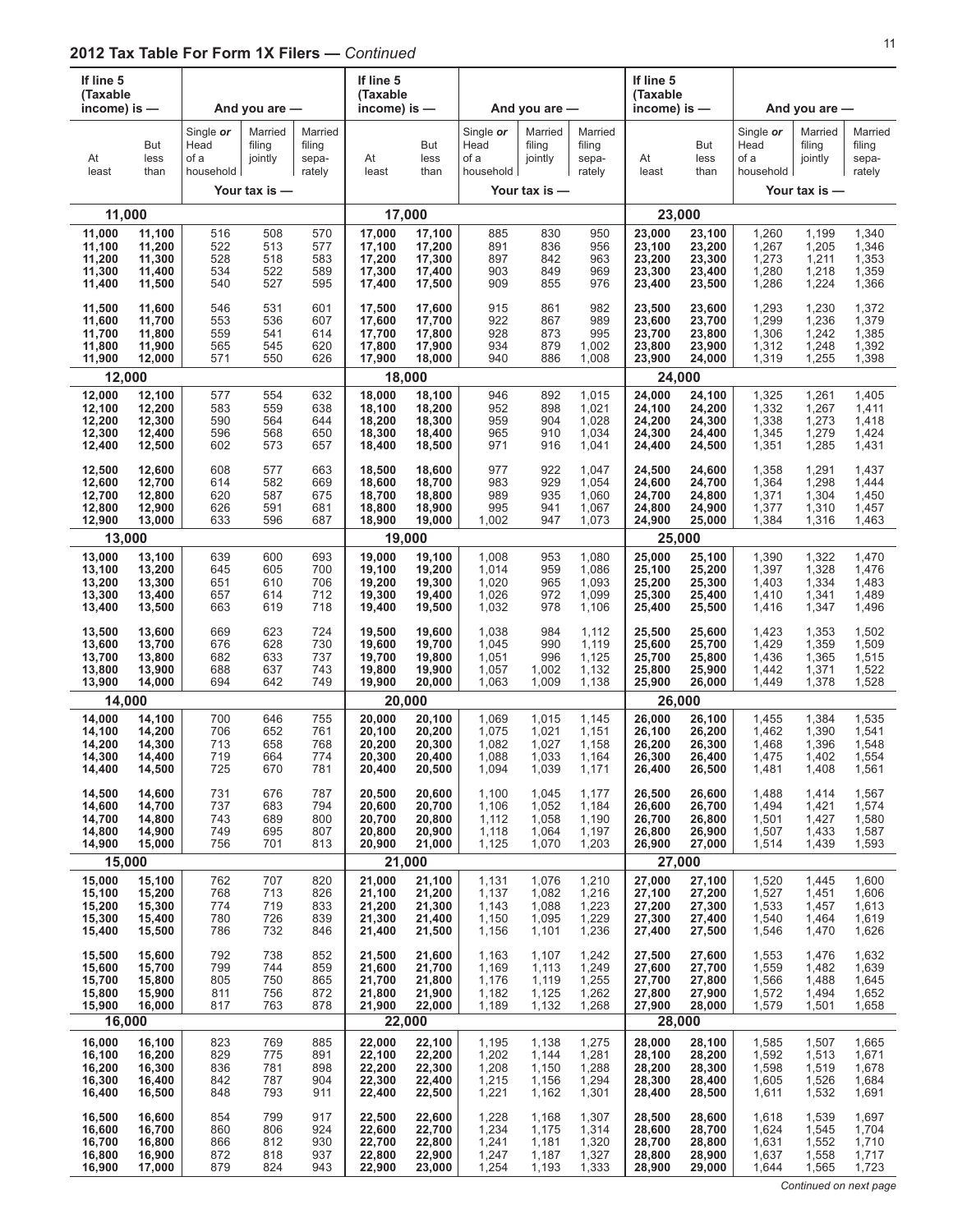## 2012 Tax Table For Form 1X Filers — *Continued*

| If line 5 (Taxable income) is — At least | But less than | Single **or** Head of a household | Married filing jointly | Married filing separately | If line 5 (Taxable income) is — At least | But less than | Single **or** Head of a household | Married filing jointly | Married filing separately | If line 5 (Taxable income) is — At least | But less than | Single **or** Head of a household | Married filing jointly | Married filing separately |
|---|---|---|---|---|---|---|---|---|---|---|---|---|---|---|
| | | Your tax is — | | | | | Your tax is — | | | | | Your tax is — | | |
| **11,000** | | | | | **17,000** | | | | | **23,000** | | | | |
| 11,000 | 11,100 | 516 | 508 | 570 | 17,000 | 17,100 | 885 | 830 | 950 | 23,000 | 23,100 | 1,260 | 1,199 | 1,340 |
| 11,100 | 11,200 | 522 | 513 | 577 | 17,100 | 17,200 | 891 | 836 | 956 | 23,100 | 23,200 | 1,267 | 1,205 | 1,346 |
| 11,200 | 11,300 | 528 | 518 | 583 | 17,200 | 17,300 | 897 | 842 | 963 | 23,200 | 23,300 | 1,273 | 1,211 | 1,353 |
| 11,300 | 11,400 | 534 | 522 | 589 | 17,300 | 17,400 | 903 | 849 | 969 | 23,300 | 23,400 | 1,280 | 1,218 | 1,359 |
| 11,400 | 11,500 | 540 | 527 | 595 | 17,400 | 17,500 | 909 | 855 | 976 | 23,400 | 23,500 | 1,286 | 1,224 | 1,366 |
| 11,500 | 11,600 | 546 | 531 | 601 | 17,500 | 17,600 | 915 | 861 | 982 | 23,500 | 23,600 | 1,293 | 1,230 | 1,372 |
| 11,600 | 11,700 | 553 | 536 | 607 | 17,600 | 17,700 | 922 | 867 | 989 | 23,600 | 23,700 | 1,299 | 1,236 | 1,379 |
| 11,700 | 11,800 | 559 | 541 | 614 | 17,700 | 17,800 | 928 | 873 | 995 | 23,700 | 23,800 | 1,306 | 1,242 | 1,385 |
| 11,800 | 11,900 | 565 | 545 | 620 | 17,800 | 17,900 | 934 | 879 | 1,002 | 23,800 | 23,900 | 1,312 | 1,248 | 1,392 |
| 11,900 | 12,000 | 571 | 550 | 626 | 17,900 | 18,000 | 940 | 886 | 1,008 | 23,900 | 24,000 | 1,319 | 1,255 | 1,398 |
| **12,000** | | | | | **18,000** | | | | | **24,000** | | | | |
| 12,000 | 12,100 | 577 | 554 | 632 | 18,000 | 18,100 | 946 | 892 | 1,015 | 24,000 | 24,100 | 1,325 | 1,261 | 1,405 |
| 12,100 | 12,200 | 583 | 559 | 638 | 18,100 | 18,200 | 952 | 898 | 1,021 | 24,100 | 24,200 | 1,332 | 1,267 | 1,411 |
| 12,200 | 12,300 | 590 | 564 | 644 | 18,200 | 18,300 | 959 | 904 | 1,028 | 24,200 | 24,300 | 1,338 | 1,273 | 1,418 |
| 12,300 | 12,400 | 596 | 568 | 650 | 18,300 | 18,400 | 965 | 910 | 1,034 | 24,300 | 24,400 | 1,345 | 1,279 | 1,424 |
| 12,400 | 12,500 | 602 | 573 | 657 | 18,400 | 18,500 | 971 | 916 | 1,041 | 24,400 | 24,500 | 1,351 | 1,285 | 1,431 |
| 12,500 | 12,600 | 608 | 577 | 663 | 18,500 | 18,600 | 977 | 922 | 1,047 | 24,500 | 24,600 | 1,358 | 1,291 | 1,437 |
| 12,600 | 12,700 | 614 | 582 | 669 | 18,600 | 18,700 | 983 | 929 | 1,054 | 24,600 | 24,700 | 1,364 | 1,298 | 1,444 |
| 12,700 | 12,800 | 620 | 587 | 675 | 18,700 | 18,800 | 989 | 935 | 1,060 | 24,700 | 24,800 | 1,371 | 1,304 | 1,450 |
| 12,800 | 12,900 | 626 | 591 | 681 | 18,800 | 18,900 | 995 | 941 | 1,067 | 24,800 | 24,900 | 1,377 | 1,310 | 1,457 |
| 12,900 | 13,000 | 633 | 596 | 687 | 18,900 | 19,000 | 1,002 | 947 | 1,073 | 24,900 | 25,000 | 1,384 | 1,316 | 1,463 |
| **13,000** | | | | | **19,000** | | | | | **25,000** | | | | |
| 13,000 | 13,100 | 639 | 600 | 693 | 19,000 | 19,100 | 1,008 | 953 | 1,080 | 25,000 | 25,100 | 1,390 | 1,322 | 1,470 |
| 13,100 | 13,200 | 645 | 605 | 700 | 19,100 | 19,200 | 1,014 | 959 | 1,086 | 25,100 | 25,200 | 1,397 | 1,328 | 1,476 |
| 13,200 | 13,300 | 651 | 610 | 706 | 19,200 | 19,300 | 1,020 | 965 | 1,093 | 25,200 | 25,300 | 1,403 | 1,334 | 1,483 |
| 13,300 | 13,400 | 657 | 614 | 712 | 19,300 | 19,400 | 1,026 | 972 | 1,099 | 25,300 | 25,400 | 1,410 | 1,341 | 1,489 |
| 13,400 | 13,500 | 663 | 619 | 718 | 19,400 | 19,500 | 1,032 | 978 | 1,106 | 25,400 | 25,500 | 1,416 | 1,347 | 1,496 |
| 13,500 | 13,600 | 669 | 623 | 724 | 19,500 | 19,600 | 1,038 | 984 | 1,112 | 25,500 | 25,600 | 1,423 | 1,353 | 1,502 |
| 13,600 | 13,700 | 676 | 628 | 730 | 19,600 | 19,700 | 1,045 | 990 | 1,119 | 25,600 | 25,700 | 1,429 | 1,359 | 1,509 |
| 13,700 | 13,800 | 682 | 633 | 737 | 19,700 | 19,800 | 1,051 | 996 | 1,125 | 25,700 | 25,800 | 1,436 | 1,365 | 1,515 |
| 13,800 | 13,900 | 688 | 637 | 743 | 19,800 | 19,900 | 1,057 | 1,002 | 1,132 | 25,800 | 25,900 | 1,442 | 1,371 | 1,522 |
| 13,900 | 14,000 | 694 | 642 | 749 | 19,900 | 20,000 | 1,063 | 1,009 | 1,138 | 25,900 | 26,000 | 1,449 | 1,378 | 1,528 |
| **14,000** | | | | | **20,000** | | | | | **26,000** | | | | |
| 14,000 | 14,100 | 700 | 646 | 755 | 20,000 | 20,100 | 1,069 | 1,015 | 1,145 | 26,000 | 26,100 | 1,455 | 1,384 | 1,535 |
| 14,100 | 14,200 | 706 | 652 | 761 | 20,100 | 20,200 | 1,075 | 1,021 | 1,151 | 26,100 | 26,200 | 1,462 | 1,390 | 1,541 |
| 14,200 | 14,300 | 713 | 658 | 768 | 20,200 | 20,300 | 1,082 | 1,027 | 1,158 | 26,200 | 26,300 | 1,468 | 1,396 | 1,548 |
| 14,300 | 14,400 | 719 | 664 | 774 | 20,300 | 20,400 | 1,088 | 1,033 | 1,164 | 26,300 | 26,400 | 1,475 | 1,402 | 1,554 |
| 14,400 | 14,500 | 725 | 670 | 781 | 20,400 | 20,500 | 1,094 | 1,039 | 1,171 | 26,400 | 26,500 | 1,481 | 1,408 | 1,561 |
| 14,500 | 14,600 | 731 | 676 | 787 | 20,500 | 20,600 | 1,100 | 1,045 | 1,177 | 26,500 | 26,600 | 1,488 | 1,414 | 1,567 |
| 14,600 | 14,700 | 737 | 683 | 794 | 20,600 | 20,700 | 1,106 | 1,052 | 1,184 | 26,600 | 26,700 | 1,494 | 1,421 | 1,574 |
| 14,700 | 14,800 | 743 | 689 | 800 | 20,700 | 20,800 | 1,112 | 1,058 | 1,190 | 26,700 | 26,800 | 1,501 | 1,427 | 1,580 |
| 14,800 | 14,900 | 749 | 695 | 807 | 20,800 | 20,900 | 1,118 | 1,064 | 1,197 | 26,800 | 26,900 | 1,507 | 1,433 | 1,587 |
| 14,900 | 15,000 | 756 | 701 | 813 | 20,900 | 21,000 | 1,125 | 1,070 | 1,203 | 26,900 | 27,000 | 1,514 | 1,439 | 1,593 |
| **15,000** | | | | | **21,000** | | | | | **27,000** | | | | |
| 15,000 | 15,100 | 762 | 707 | 820 | 21,000 | 21,100 | 1,131 | 1,076 | 1,210 | 27,000 | 27,100 | 1,520 | 1,445 | 1,600 |
| 15,100 | 15,200 | 768 | 713 | 826 | 21,100 | 21,200 | 1,137 | 1,082 | 1,216 | 27,100 | 27,200 | 1,527 | 1,451 | 1,606 |
| 15,200 | 15,300 | 774 | 719 | 833 | 21,200 | 21,300 | 1,143 | 1,088 | 1,223 | 27,200 | 27,300 | 1,533 | 1,457 | 1,613 |
| 15,300 | 15,400 | 780 | 726 | 839 | 21,300 | 21,400 | 1,150 | 1,095 | 1,229 | 27,300 | 27,400 | 1,540 | 1,464 | 1,619 |
| 15,400 | 15,500 | 786 | 732 | 846 | 21,400 | 21,500 | 1,156 | 1,101 | 1,236 | 27,400 | 27,500 | 1,546 | 1,470 | 1,626 |
| 15,500 | 15,600 | 792 | 738 | 852 | 21,500 | 21,600 | 1,163 | 1,107 | 1,242 | 27,500 | 27,600 | 1,553 | 1,476 | 1,632 |
| 15,600 | 15,700 | 799 | 744 | 859 | 21,600 | 21,700 | 1,169 | 1,113 | 1,249 | 27,600 | 27,700 | 1,559 | 1,482 | 1,639 |
| 15,700 | 15,800 | 805 | 750 | 865 | 21,700 | 21,800 | 1,176 | 1,119 | 1,255 | 27,700 | 27,800 | 1,566 | 1,488 | 1,645 |
| 15,800 | 15,900 | 811 | 756 | 872 | 21,800 | 21,900 | 1,182 | 1,125 | 1,262 | 27,800 | 27,900 | 1,572 | 1,494 | 1,652 |
| 15,900 | 16,000 | 817 | 763 | 878 | 21,900 | 22,000 | 1,189 | 1,132 | 1,268 | 27,900 | 28,000 | 1,579 | 1,501 | 1,658 |
| **16,000** | | | | | **22,000** | | | | | **28,000** | | | | |
| 16,000 | 16,100 | 823 | 769 | 885 | 22,000 | 22,100 | 1,195 | 1,138 | 1,275 | 28,000 | 28,100 | 1,585 | 1,507 | 1,665 |
| 16,100 | 16,200 | 829 | 775 | 891 | 22,100 | 22,200 | 1,202 | 1,144 | 1,281 | 28,100 | 28,200 | 1,592 | 1,513 | 1,671 |
| 16,200 | 16,300 | 836 | 781 | 898 | 22,200 | 22,300 | 1,208 | 1,150 | 1,288 | 28,200 | 28,300 | 1,598 | 1,519 | 1,678 |
| 16,300 | 16,400 | 842 | 787 | 904 | 22,300 | 22,400 | 1,215 | 1,156 | 1,294 | 28,300 | 28,400 | 1,605 | 1,526 | 1,684 |
| 16,400 | 16,500 | 848 | 793 | 911 | 22,400 | 22,500 | 1,221 | 1,162 | 1,301 | 28,400 | 28,500 | 1,611 | 1,532 | 1,691 |
| 16,500 | 16,600 | 854 | 799 | 917 | 22,500 | 22,600 | 1,228 | 1,168 | 1,307 | 28,500 | 28,600 | 1,618 | 1,539 | 1,697 |
| 16,600 | 16,700 | 860 | 806 | 924 | 22,600 | 22,700 | 1,234 | 1,175 | 1,314 | 28,600 | 28,700 | 1,624 | 1,545 | 1,704 |
| 16,700 | 16,800 | 866 | 812 | 930 | 22,700 | 22,800 | 1,241 | 1,181 | 1,320 | 28,700 | 28,800 | 1,631 | 1,552 | 1,710 |
| 16,800 | 16,900 | 872 | 818 | 937 | 22,800 | 22,900 | 1,247 | 1,187 | 1,327 | 28,800 | 28,900 | 1,637 | 1,558 | 1,717 |
| 16,900 | 17,000 | 879 | 824 | 943 | 22,900 | 23,000 | 1,254 | 1,193 | 1,333 | 28,900 | 29,000 | 1,644 | 1,565 | 1,723 |

*Continued on next page*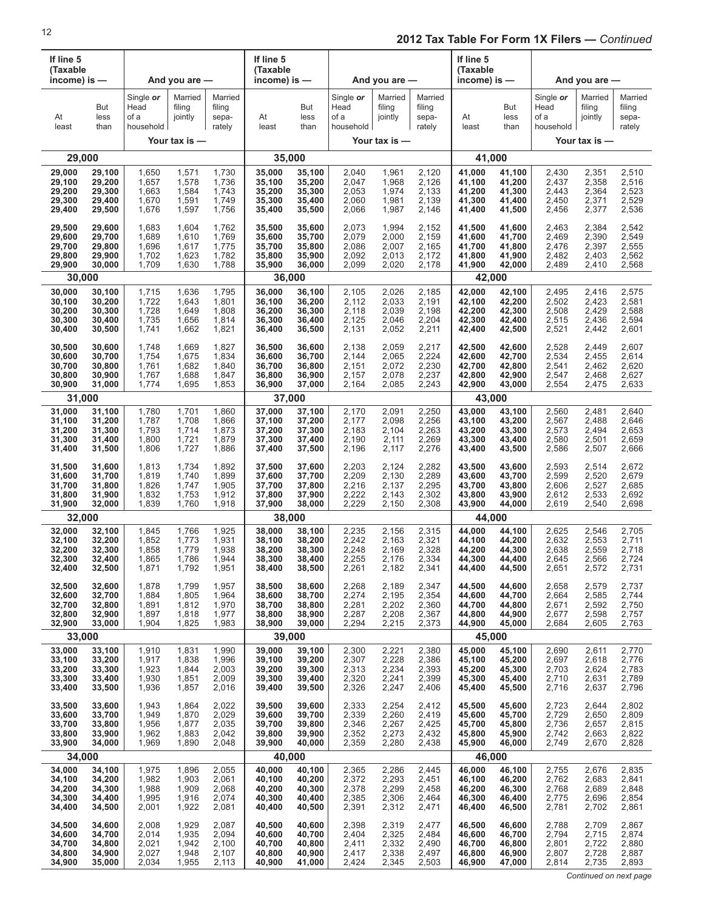## 2012 Tax Table For Form 1X Filers — *Continued*

| If line 5 (Taxable income) is — At least | But less than | Single *or* Head of a household | Married filing jointly | Married filing sepa-rately |
|---|---|---|---|---|
| **29,000** | | | | |
| 29,000 | 29,100 | 1,650 | 1,571 | 1,730 |
| 29,100 | 29,200 | 1,657 | 1,578 | 1,736 |
| 29,200 | 29,300 | 1,663 | 1,584 | 1,743 |
| 29,300 | 29,400 | 1,670 | 1,591 | 1,749 |
| 29,400 | 29,500 | 1,676 | 1,597 | 1,756 |
| 29,500 | 29,600 | 1,683 | 1,604 | 1,762 |
| 29,600 | 29,700 | 1,689 | 1,610 | 1,769 |
| 29,700 | 29,800 | 1,696 | 1,617 | 1,775 |
| 29,800 | 29,900 | 1,702 | 1,623 | 1,782 |
| 29,900 | 30,000 | 1,709 | 1,630 | 1,788 |
| **30,000** | | | | |
| 30,000 | 30,100 | 1,715 | 1,636 | 1,795 |
| 30,100 | 30,200 | 1,722 | 1,643 | 1,801 |
| 30,200 | 30,300 | 1,728 | 1,649 | 1,808 |
| 30,300 | 30,400 | 1,735 | 1,656 | 1,814 |
| 30,400 | 30,500 | 1,741 | 1,662 | 1,821 |
| 30,500 | 30,600 | 1,748 | 1,669 | 1,827 |
| 30,600 | 30,700 | 1,754 | 1,675 | 1,834 |
| 30,700 | 30,800 | 1,761 | 1,682 | 1,840 |
| 30,800 | 30,900 | 1,767 | 1,688 | 1,847 |
| 30,900 | 31,000 | 1,774 | 1,695 | 1,853 |
| **31,000** | | | | |
| 31,000 | 31,100 | 1,780 | 1,701 | 1,860 |
| 31,100 | 31,200 | 1,787 | 1,708 | 1,866 |
| 31,200 | 31,300 | 1,793 | 1,714 | 1,873 |
| 31,300 | 31,400 | 1,800 | 1,721 | 1,879 |
| 31,400 | 31,500 | 1,806 | 1,727 | 1,886 |
| 31,500 | 31,600 | 1,813 | 1,734 | 1,892 |
| 31,600 | 31,700 | 1,819 | 1,740 | 1,899 |
| 31,700 | 31,800 | 1,826 | 1,747 | 1,905 |
| 31,800 | 31,900 | 1,832 | 1,753 | 1,912 |
| 31,900 | 32,000 | 1,839 | 1,760 | 1,918 |
| **32,000** | | | | |
| 32,000 | 32,100 | 1,845 | 1,766 | 1,925 |
| 32,100 | 32,200 | 1,852 | 1,773 | 1,931 |
| 32,200 | 32,300 | 1,858 | 1,779 | 1,938 |
| 32,300 | 32,400 | 1,865 | 1,786 | 1,944 |
| 32,400 | 32,500 | 1,871 | 1,792 | 1,951 |
| 32,500 | 32,600 | 1,878 | 1,799 | 1,957 |
| 32,600 | 32,700 | 1,884 | 1,805 | 1,964 |
| 32,700 | 32,800 | 1,891 | 1,812 | 1,970 |
| 32,800 | 32,900 | 1,897 | 1,818 | 1,977 |
| 32,900 | 33,000 | 1,904 | 1,825 | 1,983 |
| **33,000** | | | | |
| 33,000 | 33,100 | 1,910 | 1,831 | 1,990 |
| 33,100 | 33,200 | 1,917 | 1,838 | 1,996 |
| 33,200 | 33,300 | 1,923 | 1,844 | 2,003 |
| 33,300 | 33,400 | 1,930 | 1,851 | 2,009 |
| 33,400 | 33,500 | 1,936 | 1,857 | 2,016 |
| 33,500 | 33,600 | 1,943 | 1,864 | 2,022 |
| 33,600 | 33,700 | 1,949 | 1,870 | 2,029 |
| 33,700 | 33,800 | 1,956 | 1,877 | 2,035 |
| 33,800 | 33,900 | 1,962 | 1,883 | 2,042 |
| 33,900 | 34,000 | 1,969 | 1,890 | 2,048 |
| **34,000** | | | | |
| 34,000 | 34,100 | 1,975 | 1,896 | 2,055 |
| 34,100 | 34,200 | 1,982 | 1,903 | 2,061 |
| 34,200 | 34,300 | 1,988 | 1,909 | 2,068 |
| 34,300 | 34,400 | 1,995 | 1,916 | 2,074 |
| 34,400 | 34,500 | 2,001 | 1,922 | 2,081 |
| 34,500 | 34,600 | 2,008 | 1,929 | 2,087 |
| 34,600 | 34,700 | 2,014 | 1,935 | 2,094 |
| 34,700 | 34,800 | 2,021 | 1,942 | 2,100 |
| 34,800 | 34,900 | 2,027 | 1,948 | 2,107 |
| 34,900 | 35,000 | 2,034 | 1,955 | 2,113 |
| **35,000** | | | | |
| 35,000 | 35,100 | 2,040 | 1,961 | 2,120 |
| 35,100 | 35,200 | 2,047 | 1,968 | 2,126 |
| 35,200 | 35,300 | 2,053 | 1,974 | 2,133 |
| 35,300 | 35,400 | 2,060 | 1,981 | 2,139 |
| 35,400 | 35,500 | 2,066 | 1,987 | 2,146 |
| 35,500 | 35,600 | 2,073 | 1,994 | 2,152 |
| 35,600 | 35,700 | 2,079 | 2,000 | 2,159 |
| 35,700 | 35,800 | 2,086 | 2,007 | 2,165 |
| 35,800 | 35,900 | 2,092 | 2,013 | 2,172 |
| 35,900 | 36,000 | 2,099 | 2,020 | 2,178 |
| **36,000** | | | | |
| 36,000 | 36,100 | 2,105 | 2,026 | 2,185 |
| 36,100 | 36,200 | 2,112 | 2,033 | 2,191 |
| 36,200 | 36,300 | 2,118 | 2,039 | 2,198 |
| 36,300 | 36,400 | 2,125 | 2,046 | 2,204 |
| 36,400 | 36,500 | 2,131 | 2,052 | 2,211 |
| 36,500 | 36,600 | 2,138 | 2,059 | 2,217 |
| 36,600 | 36,700 | 2,144 | 2,065 | 2,224 |
| 36,700 | 36,800 | 2,151 | 2,072 | 2,230 |
| 36,800 | 36,900 | 2,157 | 2,078 | 2,237 |
| 36,900 | 37,000 | 2,164 | 2,085 | 2,243 |
| **37,000** | | | | |
| 37,000 | 37,100 | 2,170 | 2,091 | 2,250 |
| 37,100 | 37,200 | 2,177 | 2,098 | 2,256 |
| 37,200 | 37,300 | 2,183 | 2,104 | 2,263 |
| 37,300 | 37,400 | 2,190 | 2,111 | 2,269 |
| 37,400 | 37,500 | 2,196 | 2,117 | 2,276 |
| 37,500 | 37,600 | 2,203 | 2,124 | 2,282 |
| 37,600 | 37,700 | 2,209 | 2,130 | 2,289 |
| 37,700 | 37,800 | 2,216 | 2,137 | 2,295 |
| 37,800 | 37,900 | 2,222 | 2,143 | 2,302 |
| 37,900 | 38,000 | 2,229 | 2,150 | 2,308 |
| **38,000** | | | | |
| 38,000 | 38,100 | 2,235 | 2,156 | 2,315 |
| 38,100 | 38,200 | 2,242 | 2,163 | 2,321 |
| 38,200 | 38,300 | 2,248 | 2,169 | 2,328 |
| 38,300 | 38,400 | 2,255 | 2,176 | 2,334 |
| 38,400 | 38,500 | 2,261 | 2,182 | 2,341 |
| 38,500 | 38,600 | 2,268 | 2,189 | 2,347 |
| 38,600 | 38,700 | 2,274 | 2,195 | 2,354 |
| 38,700 | 38,800 | 2,281 | 2,202 | 2,360 |
| 38,800 | 38,900 | 2,287 | 2,208 | 2,367 |
| 38,900 | 39,000 | 2,294 | 2,215 | 2,373 |
| **39,000** | | | | |
| 39,000 | 39,100 | 2,300 | 2,221 | 2,380 |
| 39,100 | 39,200 | 2,307 | 2,228 | 2,386 |
| 39,200 | 39,300 | 2,313 | 2,234 | 2,393 |
| 39,300 | 39,400 | 2,320 | 2,241 | 2,399 |
| 39,400 | 39,500 | 2,326 | 2,247 | 2,406 |
| 39,500 | 39,600 | 2,333 | 2,254 | 2,412 |
| 39,600 | 39,700 | 2,339 | 2,260 | 2,419 |
| 39,700 | 39,800 | 2,346 | 2,267 | 2,425 |
| 39,800 | 39,900 | 2,352 | 2,273 | 2,432 |
| 39,900 | 40,000 | 2,359 | 2,280 | 2,438 |
| **40,000** | | | | |
| 40,000 | 40,100 | 2,365 | 2,286 | 2,445 |
| 40,100 | 40,200 | 2,372 | 2,293 | 2,451 |
| 40,200 | 40,300 | 2,378 | 2,299 | 2,458 |
| 40,300 | 40,400 | 2,385 | 2,306 | 2,464 |
| 40,400 | 40,500 | 2,391 | 2,312 | 2,471 |
| 40,500 | 40,600 | 2,398 | 2,319 | 2,477 |
| 40,600 | 40,700 | 2,404 | 2,325 | 2,484 |
| 40,700 | 40,800 | 2,411 | 2,332 | 2,490 |
| 40,800 | 40,900 | 2,417 | 2,338 | 2,497 |
| 40,900 | 41,000 | 2,424 | 2,345 | 2,503 |
| **41,000** | | | | |
| 41,000 | 41,100 | 2,430 | 2,351 | 2,510 |
| 41,100 | 41,200 | 2,437 | 2,358 | 2,516 |
| 41,200 | 41,300 | 2,443 | 2,364 | 2,523 |
| 41,300 | 41,400 | 2,450 | 2,371 | 2,529 |
| 41,400 | 41,500 | 2,456 | 2,377 | 2,536 |
| 41,500 | 41,600 | 2,463 | 2,384 | 2,542 |
| 41,600 | 41,700 | 2,469 | 2,390 | 2,549 |
| 41,700 | 41,800 | 2,476 | 2,397 | 2,555 |
| 41,800 | 41,900 | 2,482 | 2,403 | 2,562 |
| 41,900 | 42,000 | 2,489 | 2,410 | 2,568 |
| **42,000** | | | | |
| 42,000 | 42,100 | 2,495 | 2,416 | 2,575 |
| 42,100 | 42,200 | 2,502 | 2,423 | 2,581 |
| 42,200 | 42,300 | 2,508 | 2,429 | 2,588 |
| 42,300 | 42,400 | 2,515 | 2,436 | 2,594 |
| 42,400 | 42,500 | 2,521 | 2,442 | 2,601 |
| 42,500 | 42,600 | 2,528 | 2,449 | 2,607 |
| 42,600 | 42,700 | 2,534 | 2,455 | 2,614 |
| 42,700 | 42,800 | 2,541 | 2,462 | 2,620 |
| 42,800 | 42,900 | 2,547 | 2,468 | 2,627 |
| 42,900 | 43,000 | 2,554 | 2,475 | 2,633 |
| **43,000** | | | | |
| 43,000 | 43,100 | 2,560 | 2,481 | 2,640 |
| 43,100 | 43,200 | 2,567 | 2,488 | 2,646 |
| 43,200 | 43,300 | 2,573 | 2,494 | 2,653 |
| 43,300 | 43,400 | 2,580 | 2,501 | 2,659 |
| 43,400 | 43,500 | 2,586 | 2,507 | 2,666 |
| 43,500 | 43,600 | 2,593 | 2,514 | 2,672 |
| 43,600 | 43,700 | 2,599 | 2,520 | 2,679 |
| 43,700 | 43,800 | 2,606 | 2,527 | 2,685 |
| 43,800 | 43,900 | 2,612 | 2,533 | 2,692 |
| 43,900 | 44,000 | 2,619 | 2,540 | 2,698 |
| **44,000** | | | | |
| 44,000 | 44,100 | 2,625 | 2,546 | 2,705 |
| 44,100 | 44,200 | 2,632 | 2,553 | 2,711 |
| 44,200 | 44,300 | 2,638 | 2,559 | 2,718 |
| 44,300 | 44,400 | 2,645 | 2,566 | 2,724 |
| 44,400 | 44,500 | 2,651 | 2,572 | 2,731 |
| 44,500 | 44,600 | 2,658 | 2,579 | 2,737 |
| 44,600 | 44,700 | 2,664 | 2,585 | 2,744 |
| 44,700 | 44,800 | 2,671 | 2,592 | 2,750 |
| 44,800 | 44,900 | 2,677 | 2,598 | 2,757 |
| 44,900 | 45,000 | 2,684 | 2,605 | 2,763 |
| **45,000** | | | | |
| 45,000 | 45,100 | 2,690 | 2,611 | 2,770 |
| 45,100 | 45,200 | 2,697 | 2,618 | 2,776 |
| 45,200 | 45,300 | 2,703 | 2,624 | 2,783 |
| 45,300 | 45,400 | 2,710 | 2,631 | 2,789 |
| 45,400 | 45,500 | 2,716 | 2,637 | 2,796 |
| 45,500 | 45,600 | 2,723 | 2,644 | 2,802 |
| 45,600 | 45,700 | 2,729 | 2,650 | 2,809 |
| 45,700 | 45,800 | 2,736 | 2,657 | 2,815 |
| 45,800 | 45,900 | 2,742 | 2,663 | 2,822 |
| 45,900 | 46,000 | 2,749 | 2,670 | 2,828 |
| **46,000** | | | | |
| 46,000 | 46,100 | 2,755 | 2,676 | 2,835 |
| 46,100 | 46,200 | 2,762 | 2,683 | 2,841 |
| 46,200 | 46,300 | 2,768 | 2,689 | 2,848 |
| 46,300 | 46,400 | 2,775 | 2,696 | 2,854 |
| 46,400 | 46,500 | 2,781 | 2,702 | 2,861 |
| 46,500 | 46,600 | 2,788 | 2,709 | 2,867 |
| 46,600 | 46,700 | 2,794 | 2,715 | 2,874 |
| 46,700 | 46,800 | 2,801 | 2,722 | 2,880 |
| 46,800 | 46,900 | 2,807 | 2,728 | 2,887 |
| 46,900 | 47,000 | 2,814 | 2,735 | 2,893 |

*Continued on next page*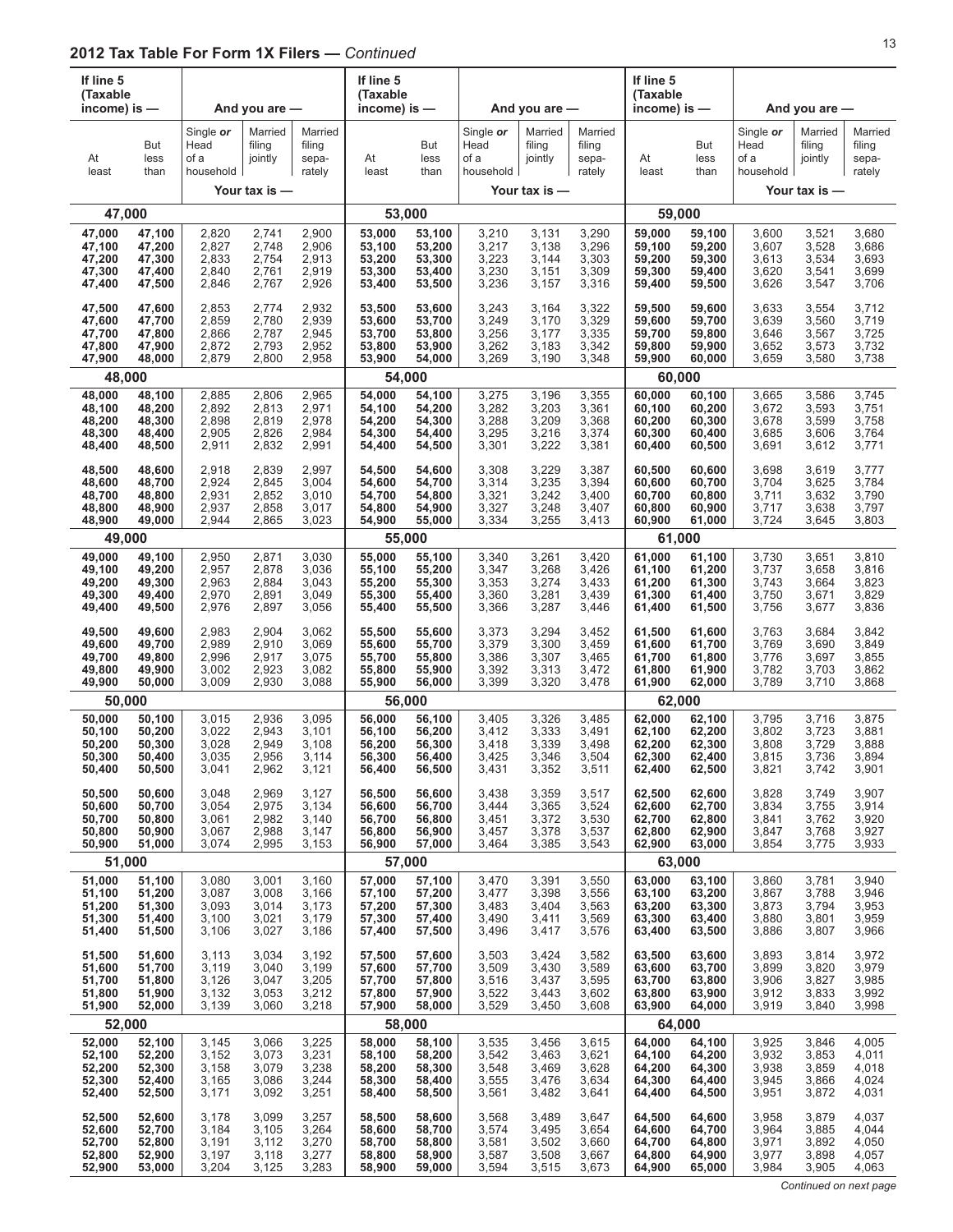## 2012 Tax Table For Form 1X Filers — *Continued*

| If line 5 (Taxable income) is — At least | But less than | And you are — Single *or* Head of a household | Married filing jointly | Married filing sepa-rately | If line 5 (Taxable income) is — At least | But less than | And you are — Single *or* Head of a household | Married filing jointly | Married filing sepa-rately | If line 5 (Taxable income) is — At least | But less than | And you are — Single *or* Head of a household | Married filing jointly | Married filing sepa-rately |
|---|---|---|---|---|---|---|---|---|---|---|---|---|---|---|
| | | Your tax is — | | | | | Your tax is — | | | | | Your tax is — | | |
| **47,000** | | | | | **53,000** | | | | | **59,000** | | | | |
| 47,000 | 47,100 | 2,820 | 2,741 | 2,900 | 53,000 | 53,100 | 3,210 | 3,131 | 3,290 | 59,000 | 59,100 | 3,600 | 3,521 | 3,680 |
| 47,100 | 47,200 | 2,827 | 2,748 | 2,906 | 53,100 | 53,200 | 3,217 | 3,138 | 3,296 | 59,100 | 59,200 | 3,607 | 3,528 | 3,686 |
| 47,200 | 47,300 | 2,833 | 2,754 | 2,913 | 53,200 | 53,300 | 3,223 | 3,144 | 3,303 | 59,200 | 59,300 | 3,613 | 3,534 | 3,693 |
| 47,300 | 47,400 | 2,840 | 2,761 | 2,919 | 53,300 | 53,400 | 3,230 | 3,151 | 3,309 | 59,300 | 59,400 | 3,620 | 3,541 | 3,699 |
| 47,400 | 47,500 | 2,846 | 2,767 | 2,926 | 53,400 | 53,500 | 3,236 | 3,157 | 3,316 | 59,400 | 59,500 | 3,626 | 3,547 | 3,706 |
| 47,500 | 47,600 | 2,853 | 2,774 | 2,932 | 53,500 | 53,600 | 3,243 | 3,164 | 3,322 | 59,500 | 59,600 | 3,633 | 3,554 | 3,712 |
| 47,600 | 47,700 | 2,859 | 2,780 | 2,939 | 53,600 | 53,700 | 3,249 | 3,170 | 3,329 | 59,600 | 59,700 | 3,639 | 3,560 | 3,719 |
| 47,700 | 47,800 | 2,866 | 2,787 | 2,945 | 53,700 | 53,800 | 3,256 | 3,177 | 3,335 | 59,700 | 59,800 | 3,646 | 3,567 | 3,725 |
| 47,800 | 47,900 | 2,872 | 2,793 | 2,952 | 53,800 | 53,900 | 3,262 | 3,183 | 3,342 | 59,800 | 59,900 | 3,652 | 3,573 | 3,732 |
| 47,900 | 48,000 | 2,879 | 2,800 | 2,958 | 53,900 | 54,000 | 3,269 | 3,190 | 3,348 | 59,900 | 60,000 | 3,659 | 3,580 | 3,738 |
| **48,000** | | | | | **54,000** | | | | | **60,000** | | | | |
| 48,000 | 48,100 | 2,885 | 2,806 | 2,965 | 54,000 | 54,100 | 3,275 | 3,196 | 3,355 | 60,000 | 60,100 | 3,665 | 3,586 | 3,745 |
| 48,100 | 48,200 | 2,892 | 2,813 | 2,971 | 54,100 | 54,200 | 3,282 | 3,203 | 3,361 | 60,100 | 60,200 | 3,672 | 3,593 | 3,751 |
| 48,200 | 48,300 | 2,898 | 2,819 | 2,978 | 54,200 | 54,300 | 3,288 | 3,209 | 3,368 | 60,200 | 60,300 | 3,678 | 3,599 | 3,758 |
| 48,300 | 48,400 | 2,905 | 2,826 | 2,984 | 54,300 | 54,400 | 3,295 | 3,216 | 3,374 | 60,300 | 60,400 | 3,685 | 3,606 | 3,764 |
| 48,400 | 48,500 | 2,911 | 2,832 | 2,991 | 54,400 | 54,500 | 3,301 | 3,222 | 3,381 | 60,400 | 60,500 | 3,691 | 3,612 | 3,771 |
| 48,500 | 48,600 | 2,918 | 2,839 | 2,997 | 54,500 | 54,600 | 3,308 | 3,229 | 3,387 | 60,500 | 60,600 | 3,698 | 3,619 | 3,777 |
| 48,600 | 48,700 | 2,924 | 2,845 | 3,004 | 54,600 | 54,700 | 3,314 | 3,235 | 3,394 | 60,600 | 60,700 | 3,704 | 3,625 | 3,784 |
| 48,700 | 48,800 | 2,931 | 2,852 | 3,010 | 54,700 | 54,800 | 3,321 | 3,242 | 3,400 | 60,700 | 60,800 | 3,711 | 3,632 | 3,790 |
| 48,800 | 48,900 | 2,937 | 2,858 | 3,017 | 54,800 | 54,900 | 3,327 | 3,248 | 3,407 | 60,800 | 60,900 | 3,717 | 3,638 | 3,797 |
| 48,900 | 49,000 | 2,944 | 2,865 | 3,023 | 54,900 | 55,000 | 3,334 | 3,255 | 3,413 | 60,900 | 61,000 | 3,724 | 3,645 | 3,803 |
| **49,000** | | | | | **55,000** | | | | | **61,000** | | | | |
| 49,000 | 49,100 | 2,950 | 2,871 | 3,030 | 55,000 | 55,100 | 3,340 | 3,261 | 3,420 | 61,000 | 61,100 | 3,730 | 3,651 | 3,810 |
| 49,100 | 49,200 | 2,957 | 2,878 | 3,036 | 55,100 | 55,200 | 3,347 | 3,268 | 3,426 | 61,100 | 61,200 | 3,737 | 3,658 | 3,816 |
| 49,200 | 49,300 | 2,963 | 2,884 | 3,043 | 55,200 | 55,300 | 3,353 | 3,274 | 3,433 | 61,200 | 61,300 | 3,743 | 3,664 | 3,823 |
| 49,300 | 49,400 | 2,970 | 2,891 | 3,049 | 55,300 | 55,400 | 3,360 | 3,281 | 3,439 | 61,300 | 61,400 | 3,750 | 3,671 | 3,829 |
| 49,400 | 49,500 | 2,976 | 2,897 | 3,056 | 55,400 | 55,500 | 3,366 | 3,287 | 3,446 | 61,400 | 61,500 | 3,756 | 3,677 | 3,836 |
| 49,500 | 49,600 | 2,983 | 2,904 | 3,062 | 55,500 | 55,600 | 3,373 | 3,294 | 3,452 | 61,500 | 61,600 | 3,763 | 3,684 | 3,842 |
| 49,600 | 49,700 | 2,989 | 2,910 | 3,069 | 55,600 | 55,700 | 3,379 | 3,300 | 3,459 | 61,600 | 61,700 | 3,769 | 3,690 | 3,849 |
| 49,700 | 49,800 | 2,996 | 2,917 | 3,075 | 55,700 | 55,800 | 3,386 | 3,307 | 3,465 | 61,700 | 61,800 | 3,776 | 3,697 | 3,855 |
| 49,800 | 49,900 | 3,002 | 2,923 | 3,082 | 55,800 | 55,900 | 3,392 | 3,313 | 3,472 | 61,800 | 61,900 | 3,782 | 3,703 | 3,862 |
| 49,900 | 50,000 | 3,009 | 2,930 | 3,088 | 55,900 | 56,000 | 3,399 | 3,320 | 3,478 | 61,900 | 62,000 | 3,789 | 3,710 | 3,868 |
| **50,000** | | | | | **56,000** | | | | | **62,000** | | | | |
| 50,000 | 50,100 | 3,015 | 2,936 | 3,095 | 56,000 | 56,100 | 3,405 | 3,326 | 3,485 | 62,000 | 62,100 | 3,795 | 3,716 | 3,875 |
| 50,100 | 50,200 | 3,022 | 2,943 | 3,101 | 56,100 | 56,200 | 3,412 | 3,333 | 3,491 | 62,100 | 62,200 | 3,802 | 3,723 | 3,881 |
| 50,200 | 50,300 | 3,028 | 2,949 | 3,108 | 56,200 | 56,300 | 3,418 | 3,339 | 3,498 | 62,200 | 62,300 | 3,808 | 3,729 | 3,888 |
| 50,300 | 50,400 | 3,035 | 2,956 | 3,114 | 56,300 | 56,400 | 3,425 | 3,346 | 3,504 | 62,300 | 62,400 | 3,815 | 3,736 | 3,894 |
| 50,400 | 50,500 | 3,041 | 2,962 | 3,121 | 56,400 | 56,500 | 3,431 | 3,352 | 3,511 | 62,400 | 62,500 | 3,821 | 3,742 | 3,901 |
| 50,500 | 50,600 | 3,048 | 2,969 | 3,127 | 56,500 | 56,600 | 3,438 | 3,359 | 3,517 | 62,500 | 62,600 | 3,828 | 3,749 | 3,907 |
| 50,600 | 50,700 | 3,054 | 2,975 | 3,134 | 56,600 | 56,700 | 3,444 | 3,365 | 3,524 | 62,600 | 62,700 | 3,834 | 3,755 | 3,914 |
| 50,700 | 50,800 | 3,061 | 2,982 | 3,140 | 56,700 | 56,800 | 3,451 | 3,372 | 3,530 | 62,700 | 62,800 | 3,841 | 3,762 | 3,920 |
| 50,800 | 50,900 | 3,067 | 2,988 | 3,147 | 56,800 | 56,900 | 3,457 | 3,378 | 3,537 | 62,800 | 62,900 | 3,847 | 3,768 | 3,927 |
| 50,900 | 51,000 | 3,074 | 2,995 | 3,153 | 56,900 | 57,000 | 3,464 | 3,385 | 3,543 | 62,900 | 63,000 | 3,854 | 3,775 | 3,933 |
| **51,000** | | | | | **57,000** | | | | | **63,000** | | | | |
| 51,000 | 51,100 | 3,080 | 3,001 | 3,160 | 57,000 | 57,100 | 3,470 | 3,391 | 3,550 | 63,000 | 63,100 | 3,860 | 3,781 | 3,940 |
| 51,100 | 51,200 | 3,087 | 3,008 | 3,166 | 57,100 | 57,200 | 3,477 | 3,398 | 3,556 | 63,100 | 63,200 | 3,867 | 3,788 | 3,946 |
| 51,200 | 51,300 | 3,093 | 3,014 | 3,173 | 57,200 | 57,300 | 3,483 | 3,404 | 3,563 | 63,200 | 63,300 | 3,873 | 3,794 | 3,953 |
| 51,300 | 51,400 | 3,100 | 3,021 | 3,179 | 57,300 | 57,400 | 3,490 | 3,411 | 3,569 | 63,300 | 63,400 | 3,880 | 3,801 | 3,959 |
| 51,400 | 51,500 | 3,106 | 3,027 | 3,186 | 57,400 | 57,500 | 3,496 | 3,417 | 3,576 | 63,400 | 63,500 | 3,886 | 3,807 | 3,966 |
| 51,500 | 51,600 | 3,113 | 3,034 | 3,192 | 57,500 | 57,600 | 3,503 | 3,424 | 3,582 | 63,500 | 63,600 | 3,893 | 3,814 | 3,972 |
| 51,600 | 51,700 | 3,119 | 3,040 | 3,199 | 57,600 | 57,700 | 3,509 | 3,430 | 3,589 | 63,600 | 63,700 | 3,899 | 3,820 | 3,979 |
| 51,700 | 51,800 | 3,126 | 3,047 | 3,205 | 57,700 | 57,800 | 3,516 | 3,437 | 3,595 | 63,700 | 63,800 | 3,906 | 3,827 | 3,985 |
| 51,800 | 51,900 | 3,132 | 3,053 | 3,212 | 57,800 | 57,900 | 3,522 | 3,443 | 3,602 | 63,800 | 63,900 | 3,912 | 3,833 | 3,992 |
| 51,900 | 52,000 | 3,139 | 3,060 | 3,218 | 57,900 | 58,000 | 3,529 | 3,450 | 3,608 | 63,900 | 64,000 | 3,919 | 3,840 | 3,998 |
| **52,000** | | | | | **58,000** | | | | | **64,000** | | | | |
| 52,000 | 52,100 | 3,145 | 3,066 | 3,225 | 58,000 | 58,100 | 3,535 | 3,456 | 3,615 | 64,000 | 64,100 | 3,925 | 3,846 | 4,005 |
| 52,100 | 52,200 | 3,152 | 3,073 | 3,231 | 58,100 | 58,200 | 3,542 | 3,463 | 3,621 | 64,100 | 64,200 | 3,932 | 3,853 | 4,011 |
| 52,200 | 52,300 | 3,158 | 3,079 | 3,238 | 58,200 | 58,300 | 3,548 | 3,469 | 3,628 | 64,200 | 64,300 | 3,938 | 3,859 | 4,018 |
| 52,300 | 52,400 | 3,165 | 3,086 | 3,244 | 58,300 | 58,400 | 3,555 | 3,476 | 3,634 | 64,300 | 64,400 | 3,945 | 3,866 | 4,024 |
| 52,400 | 52,500 | 3,171 | 3,092 | 3,251 | 58,400 | 58,500 | 3,561 | 3,482 | 3,641 | 64,400 | 64,500 | 3,951 | 3,872 | 4,031 |
| 52,500 | 52,600 | 3,178 | 3,099 | 3,257 | 58,500 | 58,600 | 3,568 | 3,489 | 3,647 | 64,500 | 64,600 | 3,958 | 3,879 | 4,037 |
| 52,600 | 52,700 | 3,184 | 3,105 | 3,264 | 58,600 | 58,700 | 3,574 | 3,495 | 3,654 | 64,600 | 64,700 | 3,964 | 3,885 | 4,044 |
| 52,700 | 52,800 | 3,191 | 3,112 | 3,270 | 58,700 | 58,800 | 3,581 | 3,502 | 3,660 | 64,700 | 64,800 | 3,971 | 3,892 | 4,050 |
| 52,800 | 52,900 | 3,197 | 3,118 | 3,277 | 58,800 | 58,900 | 3,587 | 3,508 | 3,667 | 64,800 | 64,900 | 3,977 | 3,898 | 4,057 |
| 52,900 | 53,000 | 3,204 | 3,125 | 3,283 | 58,900 | 59,000 | 3,594 | 3,515 | 3,673 | 64,900 | 65,000 | 3,984 | 3,905 | 4,063 |

*Continued on next page*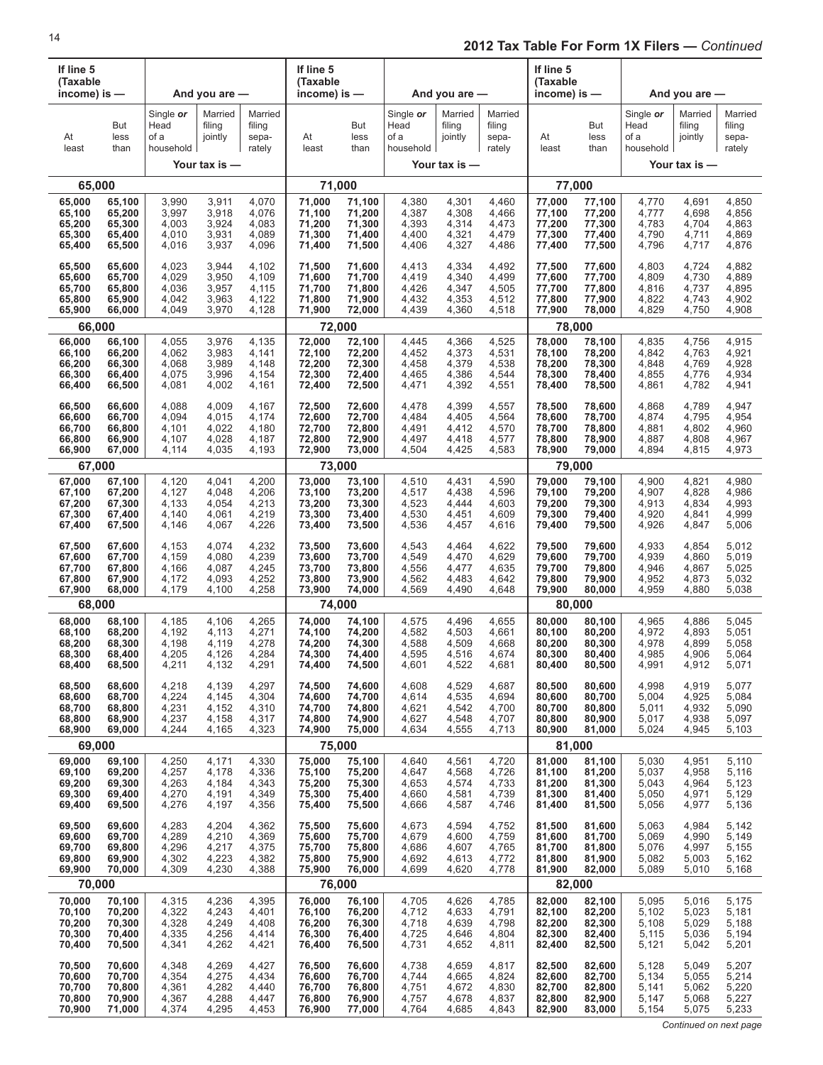## 2012 Tax Table For Form 1X Filers — *Continued*

| If line 5 (Taxable income) is — At least | But less than | Single *or* Head of a household | Married filing jointly | Married filing separately | If line 5 (Taxable income) is — At least | But less than | Single *or* Head of a household | Married filing jointly | Married filing separately | If line 5 (Taxable income) is — At least | But less than | Single *or* Head of a household | Married filing jointly | Married filing separately |
|---|---|---|---|---|---|---|---|---|---|---|---|---|---|---|
| | | Your tax is — | | | | | Your tax is — | | | | | Your tax is — | | |
| **65,000** | | | | | **71,000** | | | | | **77,000** | | | | |
| 65,000 | 65,100 | 3,990 | 3,911 | 4,070 | 71,000 | 71,100 | 4,380 | 4,301 | 4,460 | 77,000 | 77,100 | 4,770 | 4,691 | 4,850 |
| 65,100 | 65,200 | 3,997 | 3,918 | 4,076 | 71,100 | 71,200 | 4,387 | 4,308 | 4,466 | 77,100 | 77,200 | 4,777 | 4,698 | 4,856 |
| 65,200 | 65,300 | 4,003 | 3,924 | 4,083 | 71,200 | 71,300 | 4,393 | 4,314 | 4,473 | 77,200 | 77,300 | 4,783 | 4,704 | 4,863 |
| 65,300 | 65,400 | 4,010 | 3,931 | 4,089 | 71,300 | 71,400 | 4,400 | 4,321 | 4,479 | 77,300 | 77,400 | 4,790 | 4,711 | 4,869 |
| 65,400 | 65,500 | 4,016 | 3,937 | 4,096 | 71,400 | 71,500 | 4,406 | 4,327 | 4,486 | 77,400 | 77,500 | 4,796 | 4,717 | 4,876 |
| 65,500 | 65,600 | 4,023 | 3,944 | 4,102 | 71,500 | 71,600 | 4,413 | 4,334 | 4,492 | 77,500 | 77,600 | 4,803 | 4,724 | 4,882 |
| 65,600 | 65,700 | 4,029 | 3,950 | 4,109 | 71,600 | 71,700 | 4,419 | 4,340 | 4,499 | 77,600 | 77,700 | 4,809 | 4,730 | 4,889 |
| 65,700 | 65,800 | 4,036 | 3,957 | 4,115 | 71,700 | 71,800 | 4,426 | 4,347 | 4,505 | 77,700 | 77,800 | 4,816 | 4,737 | 4,895 |
| 65,800 | 65,900 | 4,042 | 3,963 | 4,122 | 71,800 | 71,900 | 4,432 | 4,353 | 4,512 | 77,800 | 77,900 | 4,822 | 4,743 | 4,902 |
| 65,900 | 66,000 | 4,049 | 3,970 | 4,128 | 71,900 | 72,000 | 4,439 | 4,360 | 4,518 | 77,900 | 78,000 | 4,829 | 4,750 | 4,908 |
| **66,000** | | | | | **72,000** | | | | | **78,000** | | | | |
| 66,000 | 66,100 | 4,055 | 3,976 | 4,135 | 72,000 | 72,100 | 4,445 | 4,366 | 4,525 | 78,000 | 78,100 | 4,835 | 4,756 | 4,915 |
| 66,100 | 66,200 | 4,062 | 3,983 | 4,141 | 72,100 | 72,200 | 4,452 | 4,373 | 4,531 | 78,100 | 78,200 | 4,842 | 4,763 | 4,921 |
| 66,200 | 66,300 | 4,068 | 3,989 | 4,148 | 72,200 | 72,300 | 4,458 | 4,379 | 4,538 | 78,200 | 78,300 | 4,848 | 4,769 | 4,928 |
| 66,300 | 66,400 | 4,075 | 3,996 | 4,154 | 72,300 | 72,400 | 4,465 | 4,386 | 4,544 | 78,300 | 78,400 | 4,855 | 4,776 | 4,934 |
| 66,400 | 66,500 | 4,081 | 4,002 | 4,161 | 72,400 | 72,500 | 4,471 | 4,392 | 4,551 | 78,400 | 78,500 | 4,861 | 4,782 | 4,941 |
| 66,500 | 66,600 | 4,088 | 4,009 | 4,167 | 72,500 | 72,600 | 4,478 | 4,399 | 4,557 | 78,500 | 78,600 | 4,868 | 4,789 | 4,947 |
| 66,600 | 66,700 | 4,094 | 4,015 | 4,174 | 72,600 | 72,700 | 4,484 | 4,405 | 4,564 | 78,600 | 78,700 | 4,874 | 4,795 | 4,954 |
| 66,700 | 66,800 | 4,101 | 4,022 | 4,180 | 72,700 | 72,800 | 4,491 | 4,412 | 4,570 | 78,700 | 78,800 | 4,881 | 4,802 | 4,960 |
| 66,800 | 66,900 | 4,107 | 4,028 | 4,187 | 72,800 | 72,900 | 4,497 | 4,418 | 4,577 | 78,800 | 78,900 | 4,887 | 4,808 | 4,967 |
| 66,900 | 67,000 | 4,114 | 4,035 | 4,193 | 72,900 | 73,000 | 4,504 | 4,425 | 4,583 | 78,900 | 79,000 | 4,894 | 4,815 | 4,973 |
| **67,000** | | | | | **73,000** | | | | | **79,000** | | | | |
| 67,000 | 67,100 | 4,120 | 4,041 | 4,200 | 73,000 | 73,100 | 4,510 | 4,431 | 4,590 | 79,000 | 79,100 | 4,900 | 4,821 | 4,980 |
| 67,100 | 67,200 | 4,127 | 4,048 | 4,206 | 73,100 | 73,200 | 4,517 | 4,438 | 4,596 | 79,100 | 79,200 | 4,907 | 4,828 | 4,986 |
| 67,200 | 67,300 | 4,133 | 4,054 | 4,213 | 73,200 | 73,300 | 4,523 | 4,444 | 4,603 | 79,200 | 79,300 | 4,913 | 4,834 | 4,993 |
| 67,300 | 67,400 | 4,140 | 4,061 | 4,219 | 73,300 | 73,400 | 4,530 | 4,451 | 4,609 | 79,300 | 79,400 | 4,920 | 4,841 | 4,999 |
| 67,400 | 67,500 | 4,146 | 4,067 | 4,226 | 73,400 | 73,500 | 4,536 | 4,457 | 4,616 | 79,400 | 79,500 | 4,926 | 4,847 | 5,006 |
| 67,500 | 67,600 | 4,153 | 4,074 | 4,232 | 73,500 | 73,600 | 4,543 | 4,464 | 4,622 | 79,500 | 79,600 | 4,933 | 4,854 | 5,012 |
| 67,600 | 67,700 | 4,159 | 4,080 | 4,239 | 73,600 | 73,700 | 4,549 | 4,470 | 4,629 | 79,600 | 79,700 | 4,939 | 4,860 | 5,019 |
| 67,700 | 67,800 | 4,166 | 4,087 | 4,245 | 73,700 | 73,800 | 4,556 | 4,477 | 4,635 | 79,700 | 79,800 | 4,946 | 4,867 | 5,025 |
| 67,800 | 67,900 | 4,172 | 4,093 | 4,252 | 73,800 | 73,900 | 4,562 | 4,483 | 4,642 | 79,800 | 79,900 | 4,952 | 4,873 | 5,032 |
| 67,900 | 68,000 | 4,179 | 4,100 | 4,258 | 73,900 | 74,000 | 4,569 | 4,490 | 4,648 | 79,900 | 80,000 | 4,959 | 4,880 | 5,038 |
| **68,000** | | | | | **74,000** | | | | | **80,000** | | | | |
| 68,000 | 68,100 | 4,185 | 4,106 | 4,265 | 74,000 | 74,100 | 4,575 | 4,496 | 4,655 | 80,000 | 80,100 | 4,965 | 4,886 | 5,045 |
| 68,100 | 68,200 | 4,192 | 4,113 | 4,271 | 74,100 | 74,200 | 4,582 | 4,503 | 4,661 | 80,100 | 80,200 | 4,972 | 4,893 | 5,051 |
| 68,200 | 68,300 | 4,198 | 4,119 | 4,278 | 74,200 | 74,300 | 4,588 | 4,509 | 4,668 | 80,200 | 80,300 | 4,978 | 4,899 | 5,058 |
| 68,300 | 68,400 | 4,205 | 4,126 | 4,284 | 74,300 | 74,400 | 4,595 | 4,516 | 4,674 | 80,300 | 80,400 | 4,985 | 4,906 | 5,064 |
| 68,400 | 68,500 | 4,211 | 4,132 | 4,291 | 74,400 | 74,500 | 4,601 | 4,522 | 4,681 | 80,400 | 80,500 | 4,991 | 4,912 | 5,071 |
| 68,500 | 68,600 | 4,218 | 4,139 | 4,297 | 74,500 | 74,600 | 4,608 | 4,529 | 4,687 | 80,500 | 80,600 | 4,998 | 4,919 | 5,077 |
| 68,600 | 68,700 | 4,224 | 4,145 | 4,304 | 74,600 | 74,700 | 4,614 | 4,535 | 4,694 | 80,600 | 80,700 | 5,004 | 4,925 | 5,084 |
| 68,700 | 68,800 | 4,231 | 4,152 | 4,310 | 74,700 | 74,800 | 4,621 | 4,542 | 4,700 | 80,700 | 80,800 | 5,011 | 4,932 | 5,090 |
| 68,800 | 68,900 | 4,237 | 4,158 | 4,317 | 74,800 | 74,900 | 4,627 | 4,548 | 4,707 | 80,800 | 80,900 | 5,017 | 4,938 | 5,097 |
| 68,900 | 69,000 | 4,244 | 4,165 | 4,323 | 74,900 | 75,000 | 4,634 | 4,555 | 4,713 | 80,900 | 81,000 | 5,024 | 4,945 | 5,103 |
| **69,000** | | | | | **75,000** | | | | | **81,000** | | | | |
| 69,000 | 69,100 | 4,250 | 4,171 | 4,330 | 75,000 | 75,100 | 4,640 | 4,561 | 4,720 | 81,000 | 81,100 | 5,030 | 4,951 | 5,110 |
| 69,100 | 69,200 | 4,257 | 4,178 | 4,336 | 75,100 | 75,200 | 4,647 | 4,568 | 4,726 | 81,100 | 81,200 | 5,037 | 4,958 | 5,116 |
| 69,200 | 69,300 | 4,263 | 4,184 | 4,343 | 75,200 | 75,300 | 4,653 | 4,574 | 4,733 | 81,200 | 81,300 | 5,043 | 4,964 | 5,123 |
| 69,300 | 69,400 | 4,270 | 4,191 | 4,349 | 75,300 | 75,400 | 4,660 | 4,581 | 4,739 | 81,300 | 81,400 | 5,050 | 4,971 | 5,129 |
| 69,400 | 69,500 | 4,276 | 4,197 | 4,356 | 75,400 | 75,500 | 4,666 | 4,587 | 4,746 | 81,400 | 81,500 | 5,056 | 4,977 | 5,136 |
| 69,500 | 69,600 | 4,283 | 4,204 | 4,362 | 75,500 | 75,600 | 4,673 | 4,594 | 4,752 | 81,500 | 81,600 | 5,063 | 4,984 | 5,142 |
| 69,600 | 69,700 | 4,289 | 4,210 | 4,369 | 75,600 | 75,700 | 4,679 | 4,600 | 4,759 | 81,600 | 81,700 | 5,069 | 4,990 | 5,149 |
| 69,700 | 69,800 | 4,296 | 4,217 | 4,375 | 75,700 | 75,800 | 4,686 | 4,607 | 4,765 | 81,700 | 81,800 | 5,076 | 4,997 | 5,155 |
| 69,800 | 69,900 | 4,302 | 4,223 | 4,382 | 75,800 | 75,900 | 4,692 | 4,613 | 4,772 | 81,800 | 81,900 | 5,082 | 5,003 | 5,162 |
| 69,900 | 70,000 | 4,309 | 4,230 | 4,388 | 75,900 | 76,000 | 4,699 | 4,620 | 4,778 | 81,900 | 82,000 | 5,089 | 5,010 | 5,168 |
| **70,000** | | | | | **76,000** | | | | | **82,000** | | | | |
| 70,000 | 70,100 | 4,315 | 4,236 | 4,395 | 76,000 | 76,100 | 4,705 | 4,626 | 4,785 | 82,000 | 82,100 | 5,095 | 5,016 | 5,175 |
| 70,100 | 70,200 | 4,322 | 4,243 | 4,401 | 76,100 | 76,200 | 4,712 | 4,633 | 4,791 | 82,100 | 82,200 | 5,102 | 5,023 | 5,181 |
| 70,200 | 70,300 | 4,328 | 4,249 | 4,408 | 76,200 | 76,300 | 4,718 | 4,639 | 4,798 | 82,200 | 82,300 | 5,108 | 5,029 | 5,188 |
| 70,300 | 70,400 | 4,335 | 4,256 | 4,414 | 76,300 | 76,400 | 4,725 | 4,646 | 4,804 | 82,300 | 82,400 | 5,115 | 5,036 | 5,194 |
| 70,400 | 70,500 | 4,341 | 4,262 | 4,421 | 76,400 | 76,500 | 4,731 | 4,652 | 4,811 | 82,400 | 82,500 | 5,121 | 5,042 | 5,201 |
| 70,500 | 70,600 | 4,348 | 4,269 | 4,427 | 76,500 | 76,600 | 4,738 | 4,659 | 4,817 | 82,500 | 82,600 | 5,128 | 5,049 | 5,207 |
| 70,600 | 70,700 | 4,354 | 4,275 | 4,434 | 76,600 | 76,700 | 4,744 | 4,665 | 4,824 | 82,600 | 82,700 | 5,134 | 5,055 | 5,214 |
| 70,700 | 70,800 | 4,361 | 4,282 | 4,440 | 76,700 | 76,800 | 4,751 | 4,672 | 4,830 | 82,700 | 82,800 | 5,141 | 5,062 | 5,220 |
| 70,800 | 70,900 | 4,367 | 4,288 | 4,447 | 76,800 | 76,900 | 4,757 | 4,678 | 4,837 | 82,800 | 82,900 | 5,147 | 5,068 | 5,227 |
| 70,900 | 71,000 | 4,374 | 4,295 | 4,453 | 76,900 | 77,000 | 4,764 | 4,685 | 4,843 | 82,900 | 83,000 | 5,154 | 5,075 | 5,233 |

*Continued on next page*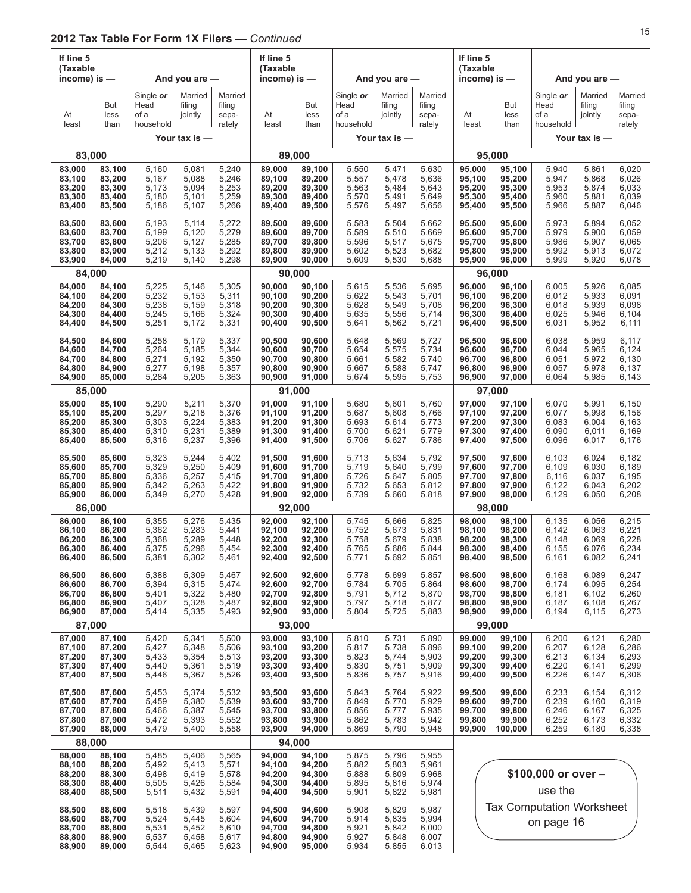## 2012 Tax Table For Form 1X Filers — *Continued*

| If line 5 (Taxable income) is — At least | But less than | Single *or* Head of a household | Married filing jointly | Married filing separately |
|---|---|---|---|---|
| | | Your tax is — | | |
| **83,000** | | | | |
| 83,000 | 83,100 | 5,160 | 5,081 | 5,240 |
| 83,100 | 83,200 | 5,167 | 5,088 | 5,246 |
| 83,200 | 83,300 | 5,173 | 5,094 | 5,253 |
| 83,300 | 83,400 | 5,180 | 5,101 | 5,259 |
| 83,400 | 83,500 | 5,186 | 5,107 | 5,266 |
| 83,500 | 83,600 | 5,193 | 5,114 | 5,272 |
| 83,600 | 83,700 | 5,199 | 5,120 | 5,279 |
| 83,700 | 83,800 | 5,206 | 5,127 | 5,285 |
| 83,800 | 83,900 | 5,212 | 5,133 | 5,292 |
| 83,900 | 84,000 | 5,219 | 5,140 | 5,298 |
| **84,000** | | | | |
| 84,000 | 84,100 | 5,225 | 5,146 | 5,305 |
| 84,100 | 84,200 | 5,232 | 5,153 | 5,311 |
| 84,200 | 84,300 | 5,238 | 5,159 | 5,318 |
| 84,300 | 84,400 | 5,245 | 5,166 | 5,324 |
| 84,400 | 84,500 | 5,251 | 5,172 | 5,331 |
| 84,500 | 84,600 | 5,258 | 5,179 | 5,337 |
| 84,600 | 84,700 | 5,264 | 5,185 | 5,344 |
| 84,700 | 84,800 | 5,271 | 5,192 | 5,350 |
| 84,800 | 84,900 | 5,277 | 5,198 | 5,357 |
| 84,900 | 85,000 | 5,284 | 5,205 | 5,363 |
| **85,000** | | | | |
| 85,000 | 85,100 | 5,290 | 5,211 | 5,370 |
| 85,100 | 85,200 | 5,297 | 5,218 | 5,376 |
| 85,200 | 85,300 | 5,303 | 5,224 | 5,383 |
| 85,300 | 85,400 | 5,310 | 5,231 | 5,389 |
| 85,400 | 85,500 | 5,316 | 5,237 | 5,396 |
| 85,500 | 85,600 | 5,323 | 5,244 | 5,402 |
| 85,600 | 85,700 | 5,329 | 5,250 | 5,409 |
| 85,700 | 85,800 | 5,336 | 5,257 | 5,415 |
| 85,800 | 85,900 | 5,342 | 5,263 | 5,422 |
| 85,900 | 86,000 | 5,349 | 5,270 | 5,428 |
| **86,000** | | | | |
| 86,000 | 86,100 | 5,355 | 5,276 | 5,435 |
| 86,100 | 86,200 | 5,362 | 5,283 | 5,441 |
| 86,200 | 86,300 | 5,368 | 5,289 | 5,448 |
| 86,300 | 86,400 | 5,375 | 5,296 | 5,454 |
| 86,400 | 86,500 | 5,381 | 5,302 | 5,461 |
| 86,500 | 86,600 | 5,388 | 5,309 | 5,467 |
| 86,600 | 86,700 | 5,394 | 5,315 | 5,474 |
| 86,700 | 86,800 | 5,401 | 5,322 | 5,480 |
| 86,800 | 86,900 | 5,407 | 5,328 | 5,487 |
| 86,900 | 87,000 | 5,414 | 5,335 | 5,493 |
| **87,000** | | | | |
| 87,000 | 87,100 | 5,420 | 5,341 | 5,500 |
| 87,100 | 87,200 | 5,427 | 5,348 | 5,506 |
| 87,200 | 87,300 | 5,433 | 5,354 | 5,513 |
| 87,300 | 87,400 | 5,440 | 5,361 | 5,519 |
| 87,400 | 87,500 | 5,446 | 5,367 | 5,526 |
| 87,500 | 87,600 | 5,453 | 5,374 | 5,532 |
| 87,600 | 87,700 | 5,459 | 5,380 | 5,539 |
| 87,700 | 87,800 | 5,466 | 5,387 | 5,545 |
| 87,800 | 87,900 | 5,472 | 5,393 | 5,552 |
| 87,900 | 88,000 | 5,479 | 5,400 | 5,558 |
| **88,000** | | | | |
| 88,000 | 88,100 | 5,485 | 5,406 | 5,565 |
| 88,100 | 88,200 | 5,492 | 5,413 | 5,571 |
| 88,200 | 88,300 | 5,498 | 5,419 | 5,578 |
| 88,300 | 88,400 | 5,505 | 5,426 | 5,584 |
| 88,400 | 88,500 | 5,511 | 5,432 | 5,591 |
| 88,500 | 88,600 | 5,518 | 5,439 | 5,597 |
| 88,600 | 88,700 | 5,524 | 5,445 | 5,604 |
| 88,700 | 88,800 | 5,531 | 5,452 | 5,610 |
| 88,800 | 88,900 | 5,537 | 5,458 | 5,617 |
| 88,900 | 89,000 | 5,544 | 5,465 | 5,623 |
| **89,000** | | | | |
| 89,000 | 89,100 | 5,550 | 5,471 | 5,630 |
| 89,100 | 89,200 | 5,557 | 5,478 | 5,636 |
| 89,200 | 89,300 | 5,563 | 5,484 | 5,643 |
| 89,300 | 89,400 | 5,570 | 5,491 | 5,649 |
| 89,400 | 89,500 | 5,576 | 5,497 | 5,656 |
| 89,500 | 89,600 | 5,583 | 5,504 | 5,662 |
| 89,600 | 89,700 | 5,589 | 5,510 | 5,669 |
| 89,700 | 89,800 | 5,596 | 5,517 | 5,675 |
| 89,800 | 89,900 | 5,602 | 5,523 | 5,682 |
| 89,900 | 90,000 | 5,609 | 5,530 | 5,688 |
| **90,000** | | | | |
| 90,000 | 90,100 | 5,615 | 5,536 | 5,695 |
| 90,100 | 90,200 | 5,622 | 5,543 | 5,701 |
| 90,200 | 90,300 | 5,628 | 5,549 | 5,708 |
| 90,300 | 90,400 | 5,635 | 5,556 | 5,714 |
| 90,400 | 90,500 | 5,641 | 5,562 | 5,721 |
| 90,500 | 90,600 | 5,648 | 5,569 | 5,727 |
| 90,600 | 90,700 | 5,654 | 5,575 | 5,734 |
| 90,700 | 90,800 | 5,661 | 5,582 | 5,740 |
| 90,800 | 90,900 | 5,667 | 5,588 | 5,747 |
| 90,900 | 91,000 | 5,674 | 5,595 | 5,753 |
| **91,000** | | | | |
| 91,000 | 91,100 | 5,680 | 5,601 | 5,760 |
| 91,100 | 91,200 | 5,687 | 5,608 | 5,766 |
| 91,200 | 91,300 | 5,693 | 5,614 | 5,773 |
| 91,300 | 91,400 | 5,700 | 5,621 | 5,779 |
| 91,400 | 91,500 | 5,706 | 5,627 | 5,786 |
| 91,500 | 91,600 | 5,713 | 5,634 | 5,792 |
| 91,600 | 91,700 | 5,719 | 5,640 | 5,799 |
| 91,700 | 91,800 | 5,726 | 5,647 | 5,805 |
| 91,800 | 91,900 | 5,732 | 5,653 | 5,812 |
| 91,900 | 92,000 | 5,739 | 5,660 | 5,818 |
| **92,000** | | | | |
| 92,000 | 92,100 | 5,745 | 5,666 | 5,825 |
| 92,100 | 92,200 | 5,752 | 5,673 | 5,831 |
| 92,200 | 92,300 | 5,758 | 5,679 | 5,838 |
| 92,300 | 92,400 | 5,765 | 5,686 | 5,844 |
| 92,400 | 92,500 | 5,771 | 5,692 | 5,851 |
| 92,500 | 92,600 | 5,778 | 5,699 | 5,857 |
| 92,600 | 92,700 | 5,784 | 5,705 | 5,864 |
| 92,700 | 92,800 | 5,791 | 5,712 | 5,870 |
| 92,800 | 92,900 | 5,797 | 5,718 | 5,877 |
| 92,900 | 93,000 | 5,804 | 5,725 | 5,883 |
| **93,000** | | | | |
| 93,000 | 93,100 | 5,810 | 5,731 | 5,890 |
| 93,100 | 93,200 | 5,817 | 5,738 | 5,896 |
| 93,200 | 93,300 | 5,823 | 5,744 | 5,903 |
| 93,300 | 93,400 | 5,830 | 5,751 | 5,909 |
| 93,400 | 93,500 | 5,836 | 5,757 | 5,916 |
| 93,500 | 93,600 | 5,843 | 5,764 | 5,922 |
| 93,600 | 93,700 | 5,849 | 5,770 | 5,929 |
| 93,700 | 93,800 | 5,856 | 5,777 | 5,935 |
| 93,800 | 93,900 | 5,862 | 5,783 | 5,942 |
| 93,900 | 94,000 | 5,869 | 5,790 | 5,948 |
| **94,000** | | | | |
| 94,000 | 94,100 | 5,875 | 5,796 | 5,955 |
| 94,100 | 94,200 | 5,882 | 5,803 | 5,961 |
| 94,200 | 94,300 | 5,888 | 5,809 | 5,968 |
| 94,300 | 94,400 | 5,895 | 5,816 | 5,974 |
| 94,400 | 94,500 | 5,901 | 5,822 | 5,981 |
| 94,500 | 94,600 | 5,908 | 5,829 | 5,987 |
| 94,600 | 94,700 | 5,914 | 5,835 | 5,994 |
| 94,700 | 94,800 | 5,921 | 5,842 | 6,000 |
| 94,800 | 94,900 | 5,927 | 5,848 | 6,007 |
| 94,900 | 95,000 | 5,934 | 5,855 | 6,013 |
| **95,000** | | | | |
| 95,000 | 95,100 | 5,940 | 5,861 | 6,020 |
| 95,100 | 95,200 | 5,947 | 5,868 | 6,026 |
| 95,200 | 95,300 | 5,953 | 5,874 | 6,033 |
| 95,300 | 95,400 | 5,960 | 5,881 | 6,039 |
| 95,400 | 95,500 | 5,966 | 5,887 | 6,046 |
| 95,500 | 95,600 | 5,973 | 5,894 | 6,052 |
| 95,600 | 95,700 | 5,979 | 5,900 | 6,059 |
| 95,700 | 95,800 | 5,986 | 5,907 | 6,065 |
| 95,800 | 95,900 | 5,992 | 5,913 | 6,072 |
| 95,900 | 96,000 | 5,999 | 5,920 | 6,078 |
| **96,000** | | | | |
| 96,000 | 96,100 | 6,005 | 5,926 | 6,085 |
| 96,100 | 96,200 | 6,012 | 5,933 | 6,091 |
| 96,200 | 96,300 | 6,018 | 5,939 | 6,098 |
| 96,300 | 96,400 | 6,025 | 5,946 | 6,104 |
| 96,400 | 96,500 | 6,031 | 5,952 | 6,111 |
| 96,500 | 96,600 | 6,038 | 5,959 | 6,117 |
| 96,600 | 96,700 | 6,044 | 5,965 | 6,124 |
| 96,700 | 96,800 | 6,051 | 5,972 | 6,130 |
| 96,800 | 96,900 | 6,057 | 5,978 | 6,137 |
| 96,900 | 97,000 | 6,064 | 5,985 | 6,143 |
| **97,000** | | | | |
| 97,000 | 97,100 | 6,070 | 5,991 | 6,150 |
| 97,100 | 97,200 | 6,077 | 5,998 | 6,156 |
| 97,200 | 97,300 | 6,083 | 6,004 | 6,163 |
| 97,300 | 97,400 | 6,090 | 6,011 | 6,169 |
| 97,400 | 97,500 | 6,096 | 6,017 | 6,176 |
| 97,500 | 97,600 | 6,103 | 6,024 | 6,182 |
| 97,600 | 97,700 | 6,109 | 6,030 | 6,189 |
| 97,700 | 97,800 | 6,116 | 6,037 | 6,195 |
| 97,800 | 97,900 | 6,122 | 6,043 | 6,202 |
| 97,900 | 98,000 | 6,129 | 6,050 | 6,208 |
| **98,000** | | | | |
| 98,000 | 98,100 | 6,135 | 6,056 | 6,215 |
| 98,100 | 98,200 | 6,142 | 6,063 | 6,221 |
| 98,200 | 98,300 | 6,148 | 6,069 | 6,228 |
| 98,300 | 98,400 | 6,155 | 6,076 | 6,234 |
| 98,400 | 98,500 | 6,161 | 6,082 | 6,241 |
| 98,500 | 98,600 | 6,168 | 6,089 | 6,247 |
| 98,600 | 98,700 | 6,174 | 6,095 | 6,254 |
| 98,700 | 98,800 | 6,181 | 6,102 | 6,260 |
| 98,800 | 98,900 | 6,187 | 6,108 | 6,267 |
| 98,900 | 99,000 | 6,194 | 6,115 | 6,273 |
| **99,000** | | | | |
| 99,000 | 99,100 | 6,200 | 6,121 | 6,280 |
| 99,100 | 99,200 | 6,207 | 6,128 | 6,286 |
| 99,200 | 99,300 | 6,213 | 6,134 | 6,293 |
| 99,300 | 99,400 | 6,220 | 6,141 | 6,299 |
| 99,400 | 99,500 | 6,226 | 6,147 | 6,306 |
| 99,500 | 99,600 | 6,233 | 6,154 | 6,312 |
| 99,600 | 99,700 | 6,239 | 6,160 | 6,319 |
| 99,700 | 99,800 | 6,246 | 6,167 | 6,325 |
| 99,800 | 99,900 | 6,252 | 6,173 | 6,332 |
| 99,900 | 100,000 | 6,259 | 6,180 | 6,338 |

**$100,000 or over –**
use the
Tax Computation Worksheet
on page 16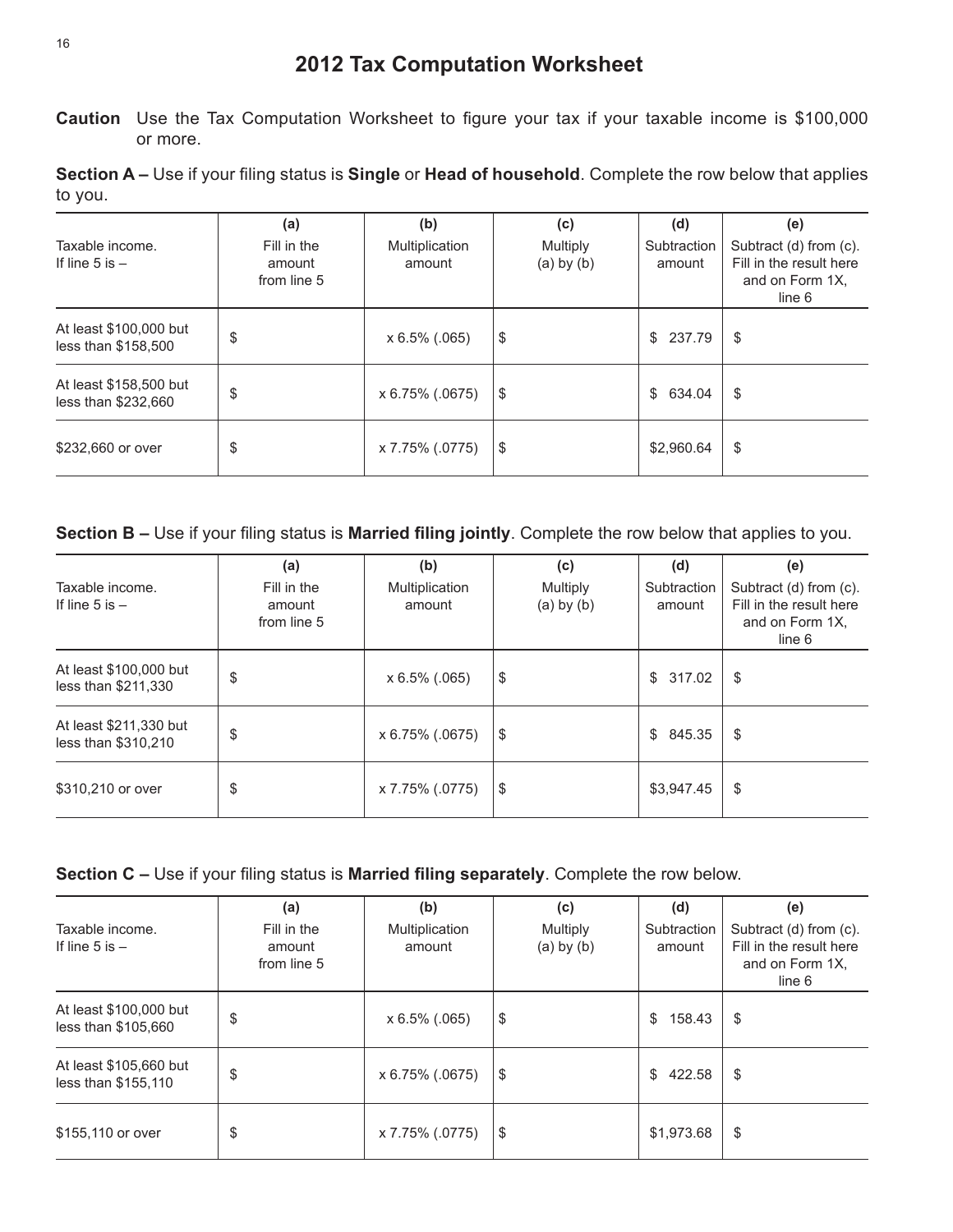# 2012 Tax Computation Worksheet

**Caution** Use the Tax Computation Worksheet to figure your tax if your taxable income is $100,000 or more.

**Section A –** Use if your filing status is **Single** or **Head of household**. Complete the row below that applies to you.

| Taxable income. If line 5 is – | (a) Fill in the amount from line 5 | (b) Multiplication amount | (c) Multiply (a) by (b) | (d) Subtraction amount | (e) Subtract (d) from (c). Fill in the result here and on Form 1X, line 6 |
|---|---|---|---|---|---|
| At least $100,000 but less than $158,500 | $ | x 6.5% (.065) | $ | $ 237.79 | $ |
| At least $158,500 but less than $232,660 | $ | x 6.75% (.0675) | $ | $ 634.04 | $ |
| $232,660 or over | $ | x 7.75% (.0775) | $ | $2,960.64 | $ |

**Section B –** Use if your filing status is **Married filing jointly**. Complete the row below that applies to you.

| Taxable income. If line 5 is – | (a) Fill in the amount from line 5 | (b) Multiplication amount | (c) Multiply (a) by (b) | (d) Subtraction amount | (e) Subtract (d) from (c). Fill in the result here and on Form 1X, line 6 |
|---|---|---|---|---|---|
| At least $100,000 but less than $211,330 | $ | x 6.5% (.065) | $ | $ 317.02 | $ |
| At least $211,330 but less than $310,210 | $ | x 6.75% (.0675) | $ | $ 845.35 | $ |
| $310,210 or over | $ | x 7.75% (.0775) | $ | $3,947.45 | $ |

**Section C –** Use if your filing status is **Married filing separately**. Complete the row below.

| Taxable income. If line 5 is – | (a) Fill in the amount from line 5 | (b) Multiplication amount | (c) Multiply (a) by (b) | (d) Subtraction amount | (e) Subtract (d) from (c). Fill in the result here and on Form 1X, line 6 |
|---|---|---|---|---|---|
| At least $100,000 but less than $105,660 | $ | x 6.5% (.065) | $ | $ 158.43 | $ |
| At least $105,660 but less than $155,110 | $ | x 6.75% (.0675) | $ | $ 422.58 | $ |
| $155,110 or over | $ | x 7.75% (.0775) | $ | $1,973.68 | $ |